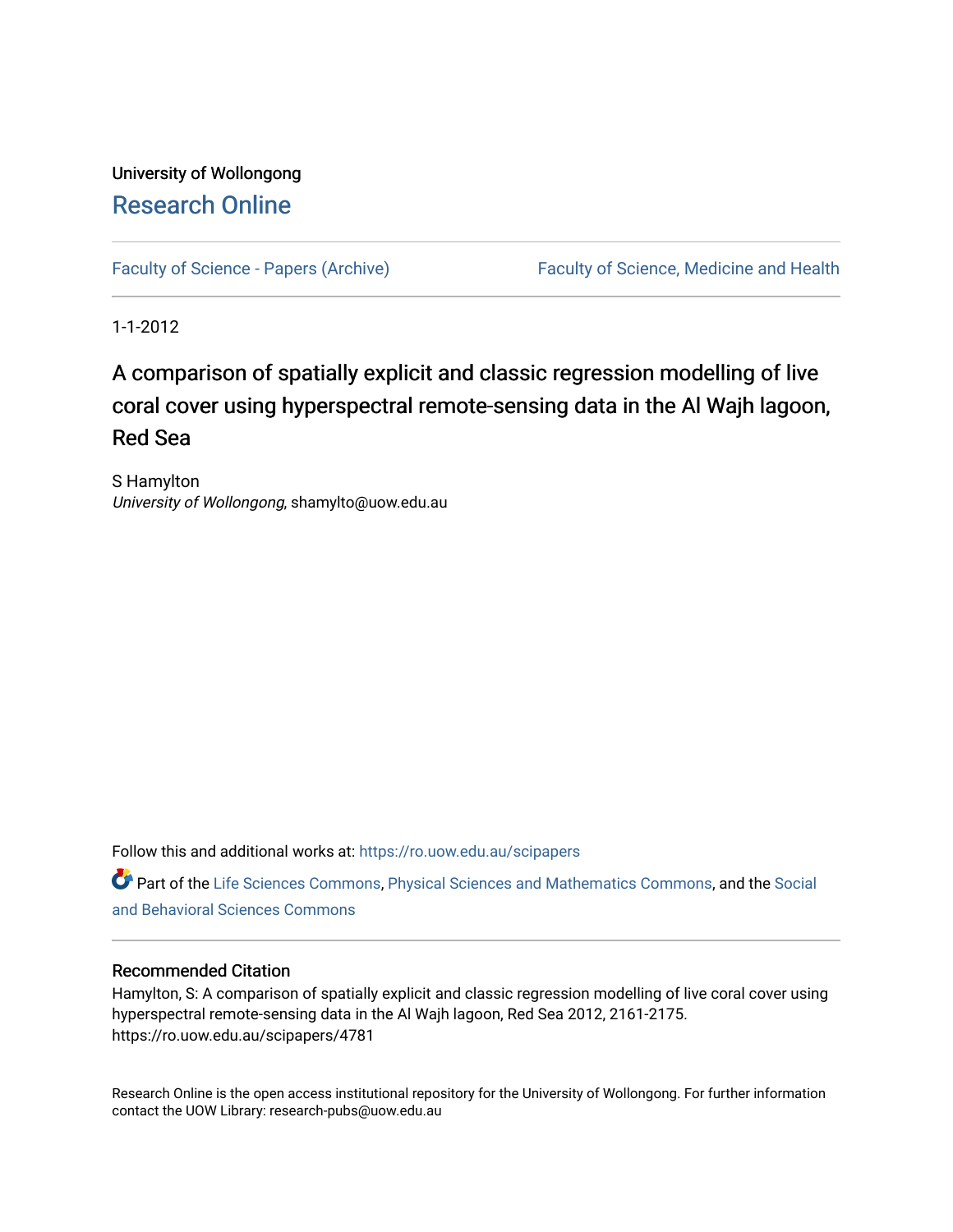University of Wollongong

# Research Online

Faculty of Science - Papers (Archive) | Faculty of Science, Medicine and Health

1-1-2012

## A comparison of spatially explicit and classic regression modelling of live coral cover using hyperspectral remote-sensing data in the Al Wajh lagoon, Red Sea

S Hamylton
*University of Wollongong*, shamylto@uow.edu.au

Follow this and additional works at: https://ro.uow.edu.au/scipapers

Part of the Life Sciences Commons, Physical Sciences and Mathematics Commons, and the Social and Behavioral Sciences Commons

### Recommended Citation

Hamylton, S: A comparison of spatially explicit and classic regression modelling of live coral cover using hyperspectral remote-sensing data in the Al Wajh lagoon, Red Sea 2012, 2161-2175. https://ro.uow.edu.au/scipapers/4781

Research Online is the open access institutional repository for the University of Wollongong. For further information contact the UOW Library: research-pubs@uow.edu.au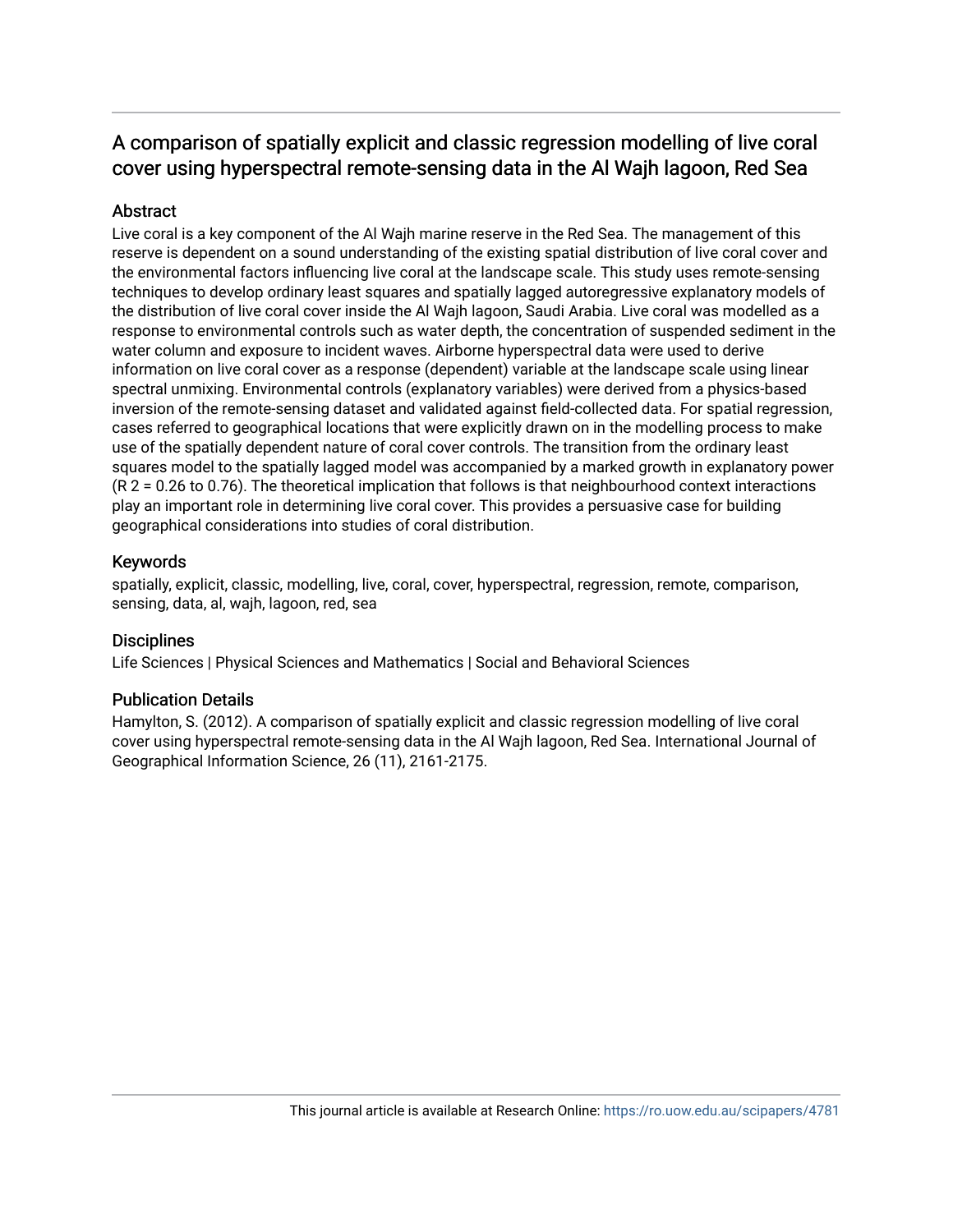# A comparison of spatially explicit and classic regression modelling of live coral cover using hyperspectral remote-sensing data in the Al Wajh lagoon, Red Sea

## Abstract

Live coral is a key component of the Al Wajh marine reserve in the Red Sea. The management of this reserve is dependent on a sound understanding of the existing spatial distribution of live coral cover and the environmental factors influencing live coral at the landscape scale. This study uses remote-sensing techniques to develop ordinary least squares and spatially lagged autoregressive explanatory models of the distribution of live coral cover inside the Al Wajh lagoon, Saudi Arabia. Live coral was modelled as a response to environmental controls such as water depth, the concentration of suspended sediment in the water column and exposure to incident waves. Airborne hyperspectral data were used to derive information on live coral cover as a response (dependent) variable at the landscape scale using linear spectral unmixing. Environmental controls (explanatory variables) were derived from a physics-based inversion of the remote-sensing dataset and validated against field-collected data. For spatial regression, cases referred to geographical locations that were explicitly drawn on in the modelling process to make use of the spatially dependent nature of coral cover controls. The transition from the ordinary least squares model to the spatially lagged model was accompanied by a marked growth in explanatory power ($R^2$ = 0.26 to 0.76). The theoretical implication that follows is that neighbourhood context interactions play an important role in determining live coral cover. This provides a persuasive case for building geographical considerations into studies of coral distribution.

## Keywords

spatially, explicit, classic, modelling, live, coral, cover, hyperspectral, regression, remote, comparison, sensing, data, al, wajh, lagoon, red, sea

## Disciplines

Life Sciences | Physical Sciences and Mathematics | Social and Behavioral Sciences

## Publication Details

Hamylton, S. (2012). A comparison of spatially explicit and classic regression modelling of live coral cover using hyperspectral remote-sensing data in the Al Wajh lagoon, Red Sea. International Journal of Geographical Information Science, 26 (11), 2161-2175.

This journal article is available at Research Online: https://ro.uow.edu.au/scipapers/4781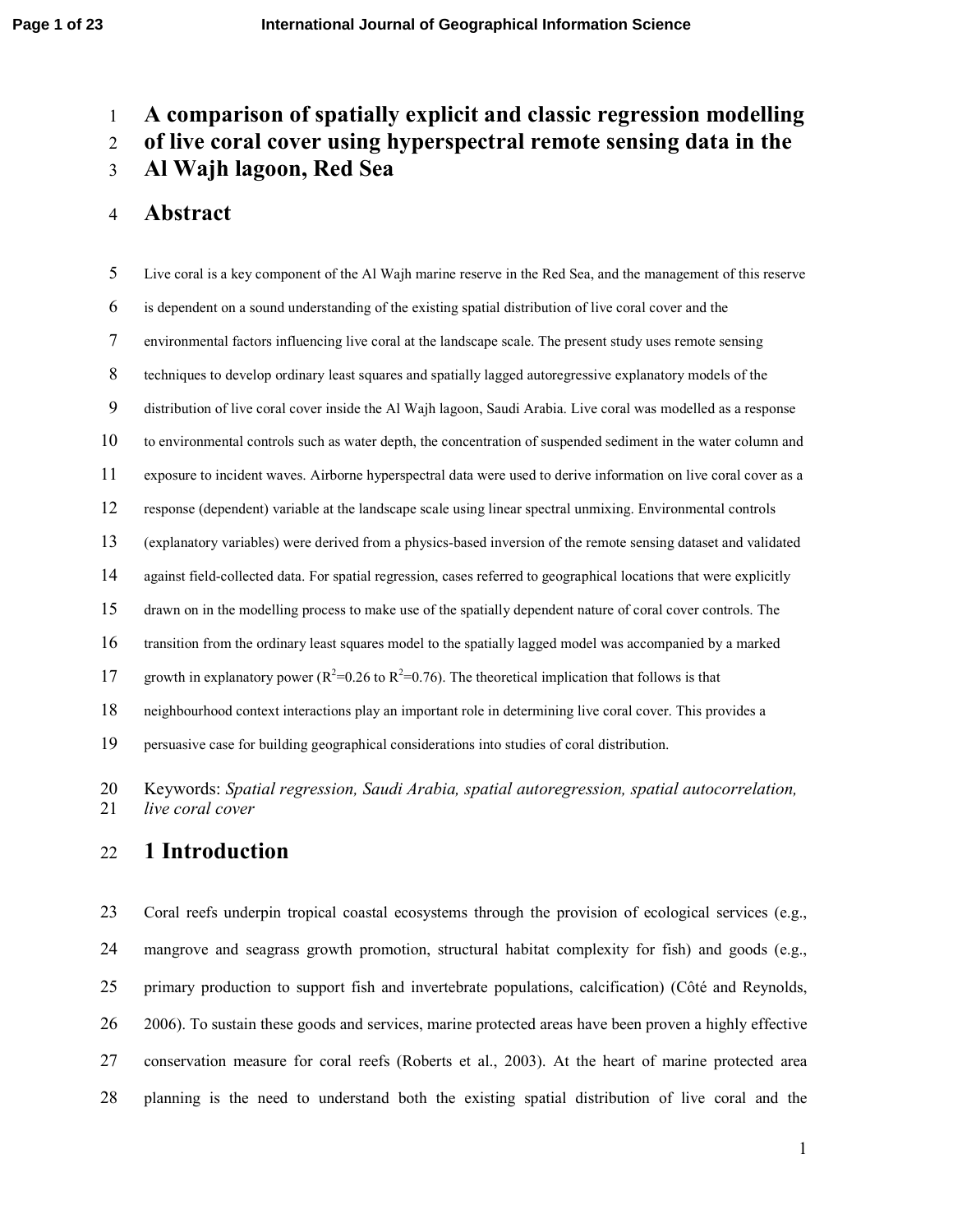# A comparison of spatially explicit and classic regression modelling of live coral cover using hyperspectral remote sensing data in the Al Wajh lagoon, Red Sea

## Abstract

Live coral is a key component of the Al Wajh marine reserve in the Red Sea, and the management of this reserve is dependent on a sound understanding of the existing spatial distribution of live coral cover and the environmental factors influencing live coral at the landscape scale. The present study uses remote sensing techniques to develop ordinary least squares and spatially lagged autoregressive explanatory models of the distribution of live coral cover inside the Al Wajh lagoon, Saudi Arabia. Live coral was modelled as a response to environmental controls such as water depth, the concentration of suspended sediment in the water column and exposure to incident waves. Airborne hyperspectral data were used to derive information on live coral cover as a response (dependent) variable at the landscape scale using linear spectral unmixing. Environmental controls (explanatory variables) were derived from a physics-based inversion of the remote sensing dataset and validated against field-collected data. For spatial regression, cases referred to geographical locations that were explicitly drawn on in the modelling process to make use of the spatially dependent nature of coral cover controls. The transition from the ordinary least squares model to the spatially lagged model was accompanied by a marked growth in explanatory power ($R^2$=0.26 to $R^2$=0.76). The theoretical implication that follows is that neighbourhood context interactions play an important role in determining live coral cover. This provides a persuasive case for building geographical considerations into studies of coral distribution.

Keywords: *Spatial regression, Saudi Arabia, spatial autoregression, spatial autocorrelation, live coral cover*

## 1 Introduction

Coral reefs underpin tropical coastal ecosystems through the provision of ecological services (e.g., mangrove and seagrass growth promotion, structural habitat complexity for fish) and goods (e.g., primary production to support fish and invertebrate populations, calcification) (Côté and Reynolds, 2006). To sustain these goods and services, marine protected areas have been proven a highly effective conservation measure for coral reefs (Roberts et al., 2003). At the heart of marine protected area planning is the need to understand both the existing spatial distribution of live coral and the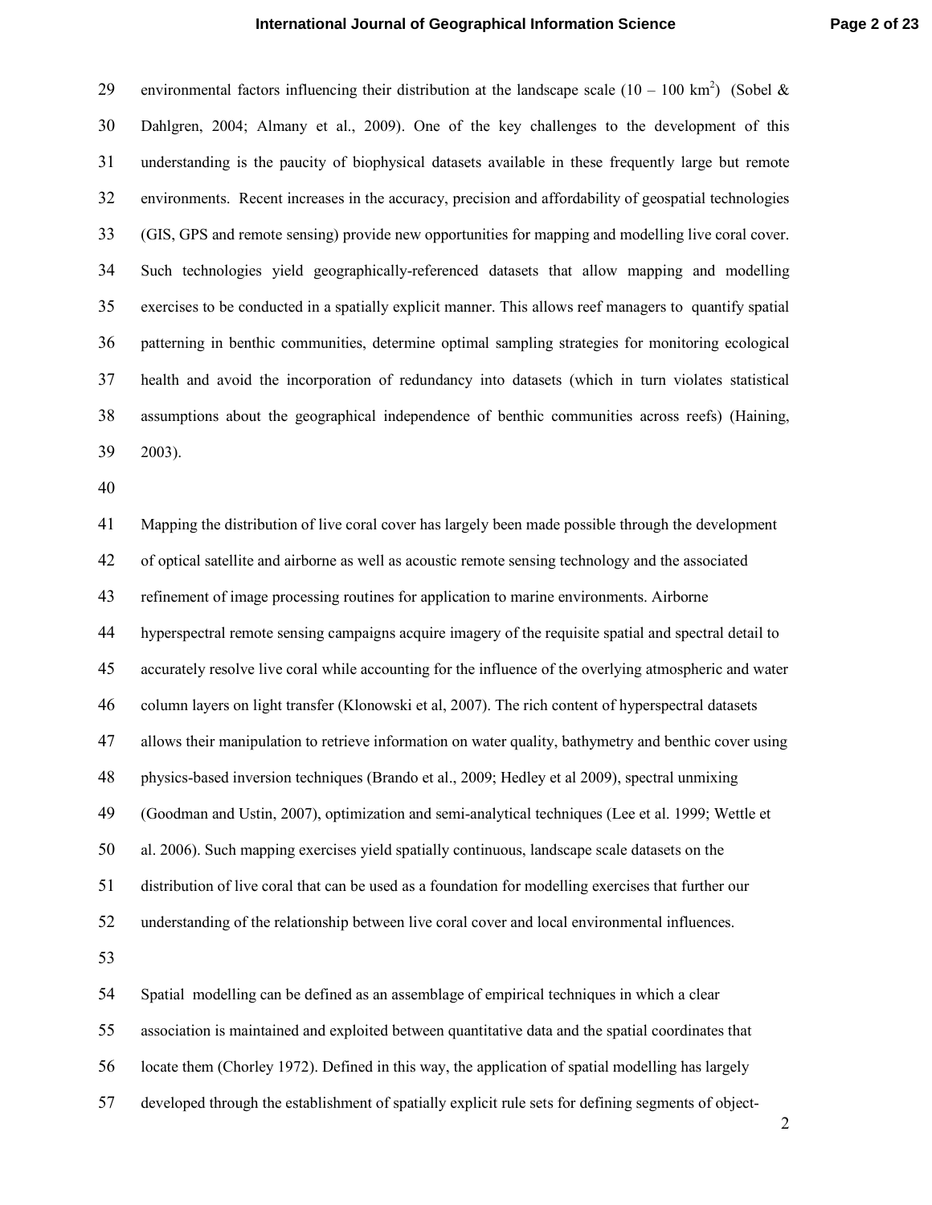environmental factors influencing their distribution at the landscape scale (10 – 100 $km^2$) (Sobel & Dahlgren, 2004; Almany et al., 2009). One of the key challenges to the development of this understanding is the paucity of biophysical datasets available in these frequently large but remote environments. Recent increases in the accuracy, precision and affordability of geospatial technologies (GIS, GPS and remote sensing) provide new opportunities for mapping and modelling live coral cover. Such technologies yield geographically-referenced datasets that allow mapping and modelling exercises to be conducted in a spatially explicit manner. This allows reef managers to quantify spatial patterning in benthic communities, determine optimal sampling strategies for monitoring ecological health and avoid the incorporation of redundancy into datasets (which in turn violates statistical assumptions about the geographical independence of benthic communities across reefs) (Haining, 2003).

Mapping the distribution of live coral cover has largely been made possible through the development of optical satellite and airborne as well as acoustic remote sensing technology and the associated refinement of image processing routines for application to marine environments. Airborne hyperspectral remote sensing campaigns acquire imagery of the requisite spatial and spectral detail to accurately resolve live coral while accounting for the influence of the overlying atmospheric and water column layers on light transfer (Klonowski et al, 2007). The rich content of hyperspectral datasets allows their manipulation to retrieve information on water quality, bathymetry and benthic cover using physics-based inversion techniques (Brando et al., 2009; Hedley et al 2009), spectral unmixing (Goodman and Ustin, 2007), optimization and semi-analytical techniques (Lee et al. 1999; Wettle et al. 2006). Such mapping exercises yield spatially continuous, landscape scale datasets on the distribution of live coral that can be used as a foundation for modelling exercises that further our understanding of the relationship between live coral cover and local environmental influences.

Spatial modelling can be defined as an assemblage of empirical techniques in which a clear association is maintained and exploited between quantitative data and the spatial coordinates that locate them (Chorley 1972). Defined in this way, the application of spatial modelling has largely developed through the establishment of spatially explicit rule sets for defining segments of object-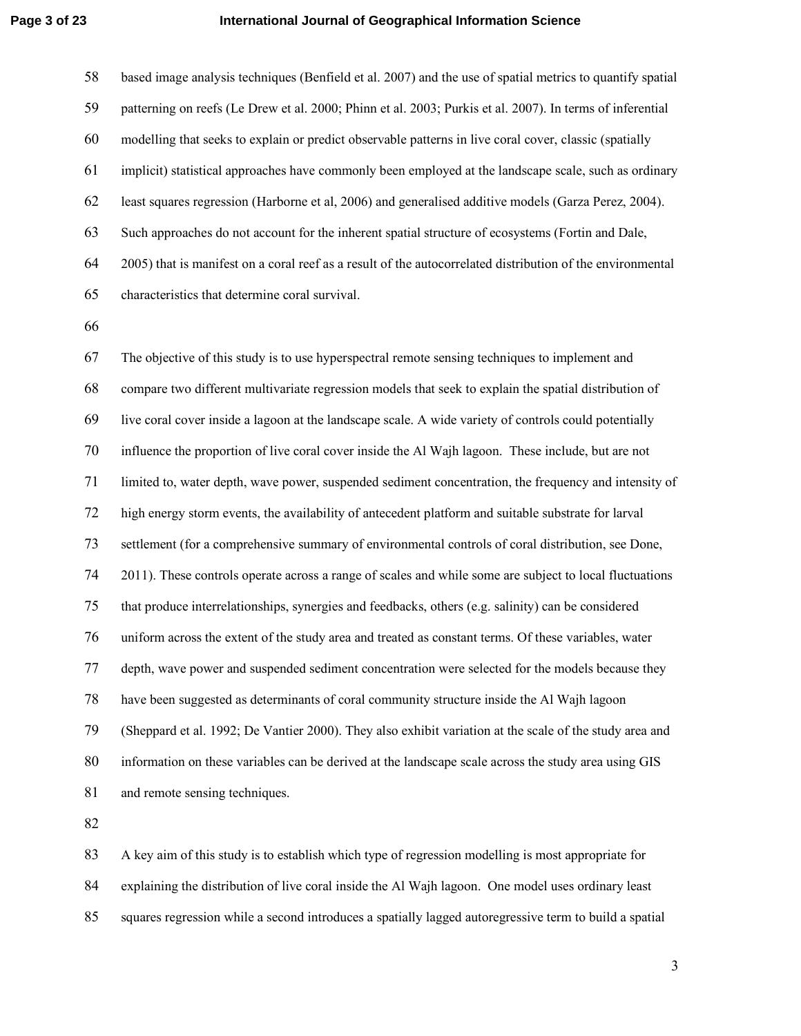based image analysis techniques (Benfield et al. 2007) and the use of spatial metrics to quantify spatial patterning on reefs (Le Drew et al. 2000; Phinn et al. 2003; Purkis et al. 2007). In terms of inferential modelling that seeks to explain or predict observable patterns in live coral cover, classic (spatially implicit) statistical approaches have commonly been employed at the landscape scale, such as ordinary least squares regression (Harborne et al, 2006) and generalised additive models (Garza Perez, 2004). Such approaches do not account for the inherent spatial structure of ecosystems (Fortin and Dale, 2005) that is manifest on a coral reef as a result of the autocorrelated distribution of the environmental characteristics that determine coral survival.

The objective of this study is to use hyperspectral remote sensing techniques to implement and compare two different multivariate regression models that seek to explain the spatial distribution of live coral cover inside a lagoon at the landscape scale. A wide variety of controls could potentially influence the proportion of live coral cover inside the Al Wajh lagoon. These include, but are not limited to, water depth, wave power, suspended sediment concentration, the frequency and intensity of high energy storm events, the availability of antecedent platform and suitable substrate for larval settlement (for a comprehensive summary of environmental controls of coral distribution, see Done, 2011). These controls operate across a range of scales and while some are subject to local fluctuations that produce interrelationships, synergies and feedbacks, others (e.g. salinity) can be considered uniform across the extent of the study area and treated as constant terms. Of these variables, water depth, wave power and suspended sediment concentration were selected for the models because they have been suggested as determinants of coral community structure inside the Al Wajh lagoon (Sheppard et al. 1992; De Vantier 2000). They also exhibit variation at the scale of the study area and information on these variables can be derived at the landscape scale across the study area using GIS and remote sensing techniques.

A key aim of this study is to establish which type of regression modelling is most appropriate for explaining the distribution of live coral inside the Al Wajh lagoon. One model uses ordinary least squares regression while a second introduces a spatially lagged autoregressive term to build a spatial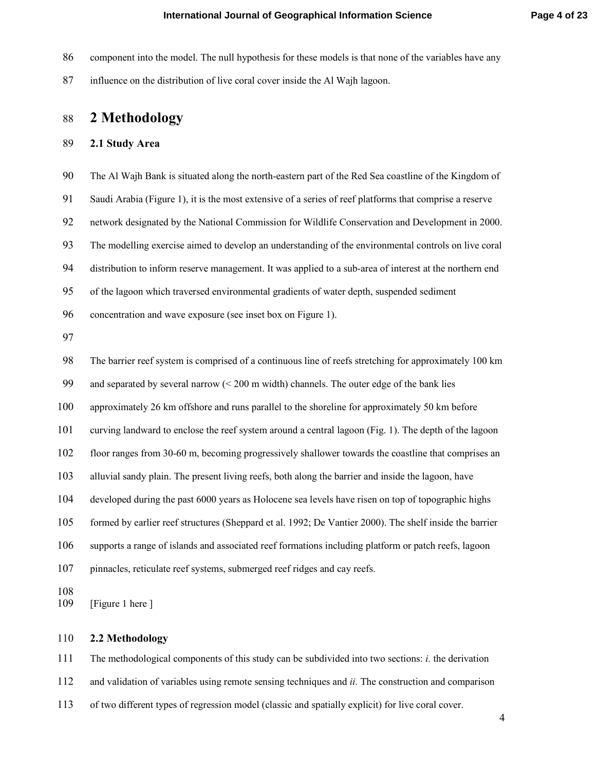component into the model. The null hypothesis for these models is that none of the variables have any influence on the distribution of live coral cover inside the Al Wajh lagoon.

# 2 Methodology

### 2.1 Study Area

The Al Wajh Bank is situated along the north-eastern part of the Red Sea coastline of the Kingdom of Saudi Arabia (Figure 1), it is the most extensive of a series of reef platforms that comprise a reserve network designated by the National Commission for Wildlife Conservation and Development in 2000. The modelling exercise aimed to develop an understanding of the environmental controls on live coral distribution to inform reserve management. It was applied to a sub-area of interest at the northern end of the lagoon which traversed environmental gradients of water depth, suspended sediment concentration and wave exposure (see inset box on Figure 1).

The barrier reef system is comprised of a continuous line of reefs stretching for approximately 100 km and separated by several narrow (< 200 m width) channels. The outer edge of the bank lies approximately 26 km offshore and runs parallel to the shoreline for approximately 50 km before curving landward to enclose the reef system around a central lagoon (Fig. 1). The depth of the lagoon floor ranges from 30-60 m, becoming progressively shallower towards the coastline that comprises an alluvial sandy plain. The present living reefs, both along the barrier and inside the lagoon, have developed during the past 6000 years as Holocene sea levels have risen on top of topographic highs formed by earlier reef structures (Sheppard et al. 1992; De Vantier 2000). The shelf inside the barrier supports a range of islands and associated reef formations including platform or patch reefs, lagoon pinnacles, reticulate reef systems, submerged reef ridges and cay reefs.

[Figure 1 here ]

### 2.2 Methodology

The methodological components of this study can be subdivided into two sections: *i.* the derivation and validation of variables using remote sensing techniques and *ii.* The construction and comparison of two different types of regression model (classic and spatially explicit) for live coral cover.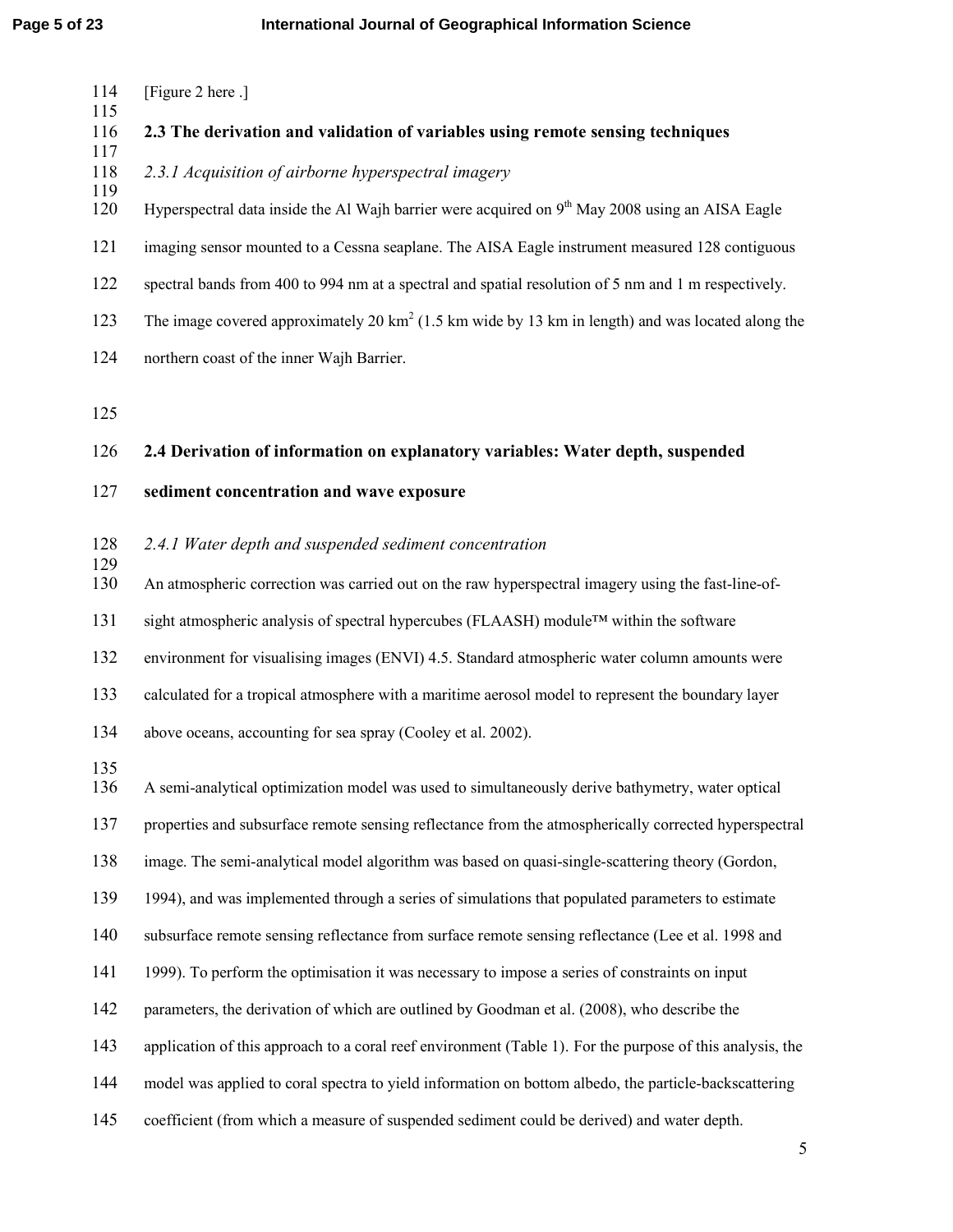[Figure 2 here .]

### 2.3 The derivation and validation of variables using remote sensing techniques

*2.3.1 Acquisition of airborne hyperspectral imagery*

Hyperspectral data inside the Al Wajh barrier were acquired on 9th May 2008 using an AISA Eagle imaging sensor mounted to a Cessna seaplane. The AISA Eagle instrument measured 128 contiguous spectral bands from 400 to 994 nm at a spectral and spatial resolution of 5 nm and 1 m respectively. The image covered approximately 20 $km^2$ (1.5 km wide by 13 km in length) and was located along the northern coast of the inner Wajh Barrier.

### 2.4 Derivation of information on explanatory variables: Water depth, suspended sediment concentration and wave exposure

*2.4.1 Water depth and suspended sediment concentration*

An atmospheric correction was carried out on the raw hyperspectral imagery using the fast-line-of-sight atmospheric analysis of spectral hypercubes (FLAASH) module™ within the software environment for visualising images (ENVI) 4.5. Standard atmospheric water column amounts were calculated for a tropical atmosphere with a maritime aerosol model to represent the boundary layer above oceans, accounting for sea spray (Cooley et al. 2002).

A semi-analytical optimization model was used to simultaneously derive bathymetry, water optical properties and subsurface remote sensing reflectance from the atmospherically corrected hyperspectral image. The semi-analytical model algorithm was based on quasi-single-scattering theory (Gordon, 1994), and was implemented through a series of simulations that populated parameters to estimate subsurface remote sensing reflectance from surface remote sensing reflectance (Lee et al. 1998 and 1999). To perform the optimisation it was necessary to impose a series of constraints on input parameters, the derivation of which are outlined by Goodman et al. (2008), who describe the application of this approach to a coral reef environment (Table 1). For the purpose of this analysis, the model was applied to coral spectra to yield information on bottom albedo, the particle-backscattering coefficient (from which a measure of suspended sediment could be derived) and water depth.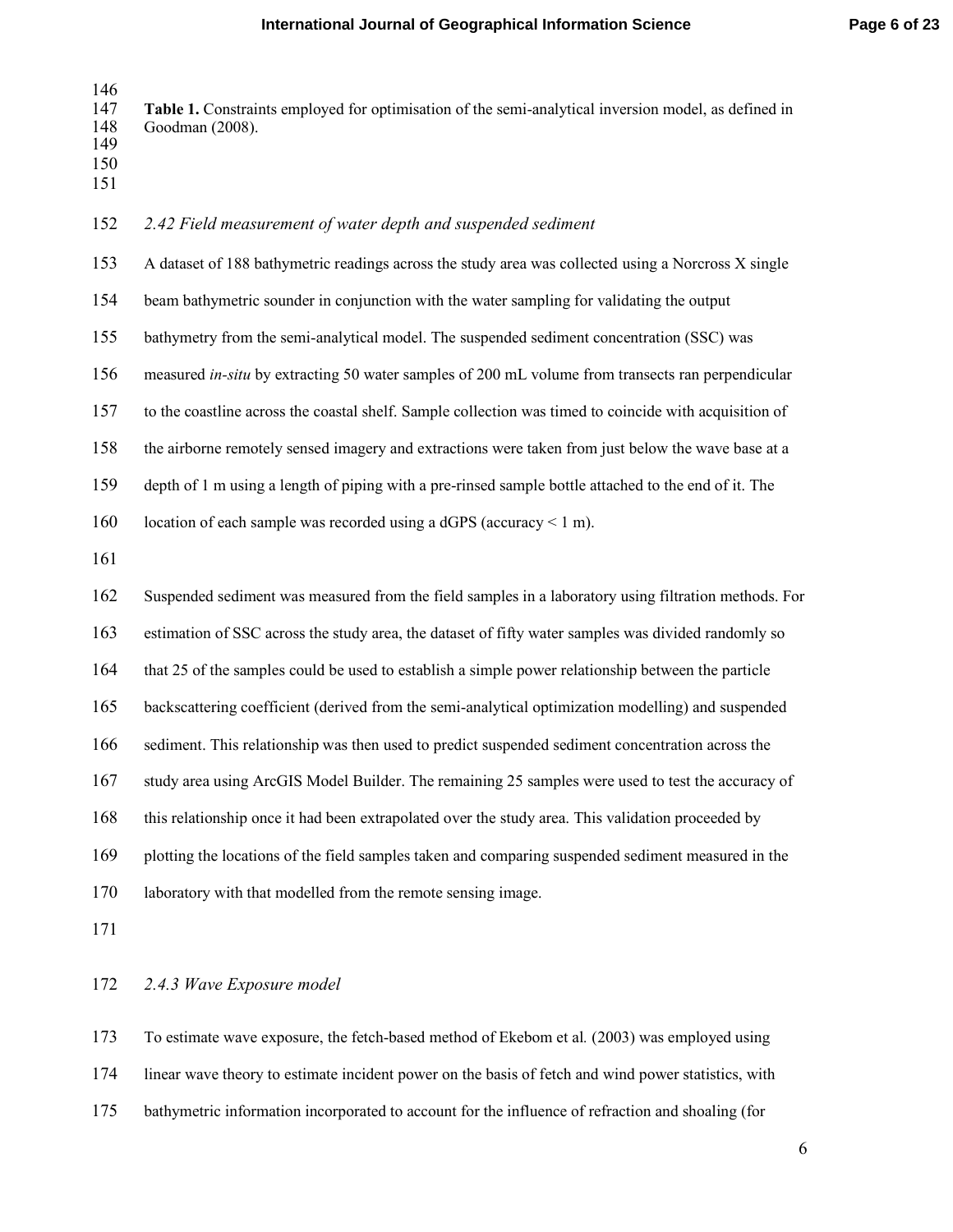**Table 1.** Constraints employed for optimisation of the semi-analytical inversion model, as defined in Goodman (2008).

### *2.42 Field measurement of water depth and suspended sediment*

A dataset of 188 bathymetric readings across the study area was collected using a Norcross X single beam bathymetric sounder in conjunction with the water sampling for validating the output bathymetry from the semi-analytical model. The suspended sediment concentration (SSC) was measured *in-situ* by extracting 50 water samples of 200 mL volume from transects ran perpendicular to the coastline across the coastal shelf. Sample collection was timed to coincide with acquisition of the airborne remotely sensed imagery and extractions were taken from just below the wave base at a depth of 1 m using a length of piping with a pre-rinsed sample bottle attached to the end of it. The location of each sample was recorded using a dGPS (accuracy < 1 m).

Suspended sediment was measured from the field samples in a laboratory using filtration methods. For estimation of SSC across the study area, the dataset of fifty water samples was divided randomly so that 25 of the samples could be used to establish a simple power relationship between the particle backscattering coefficient (derived from the semi-analytical optimization modelling) and suspended sediment. This relationship was then used to predict suspended sediment concentration across the study area using ArcGIS Model Builder. The remaining 25 samples were used to test the accuracy of this relationship once it had been extrapolated over the study area. This validation proceeded by plotting the locations of the field samples taken and comparing suspended sediment measured in the laboratory with that modelled from the remote sensing image.

### *2.4.3 Wave Exposure model*

To estimate wave exposure, the fetch-based method of Ekebom et al. (2003) was employed using linear wave theory to estimate incident power on the basis of fetch and wind power statistics, with bathymetric information incorporated to account for the influence of refraction and shoaling (for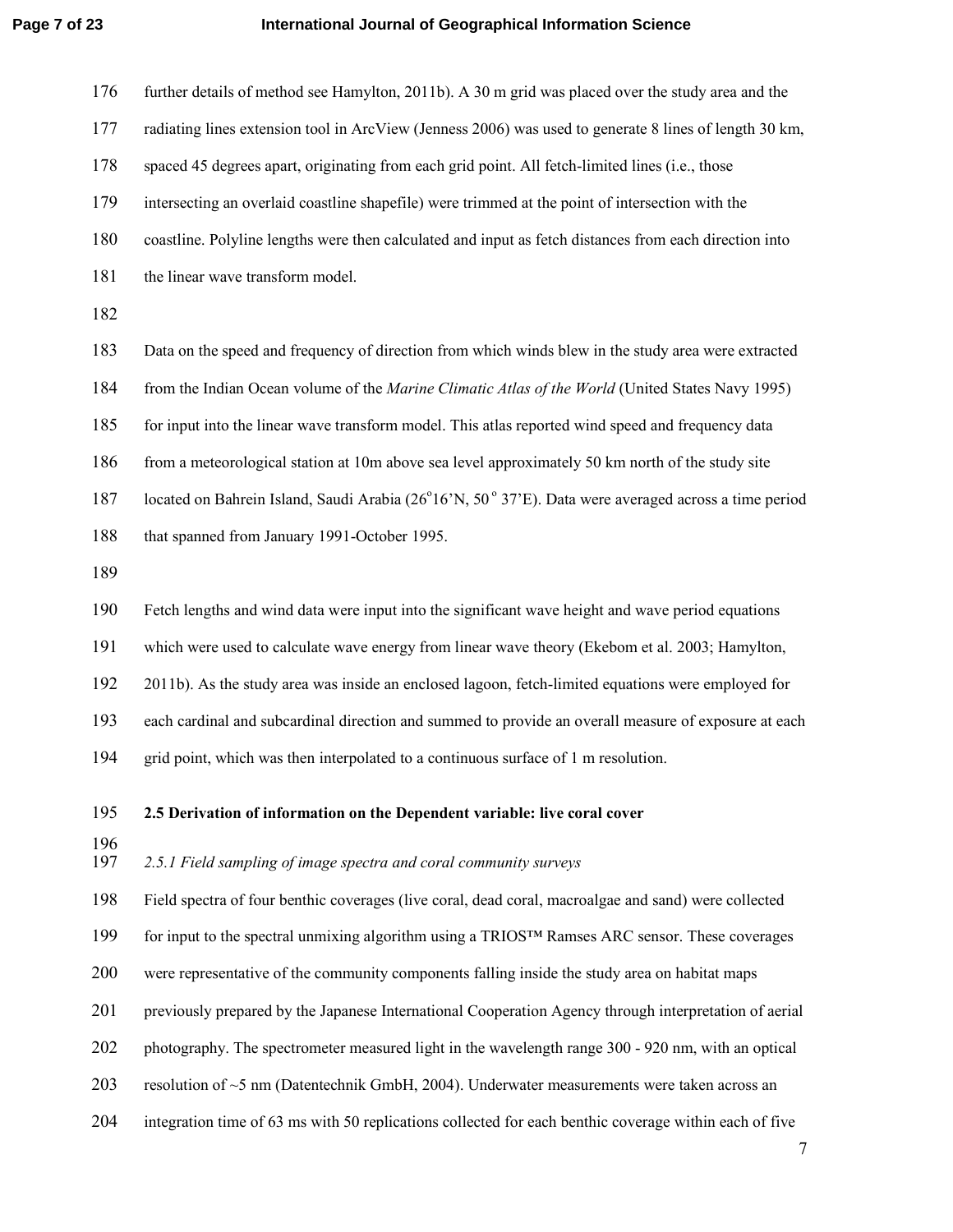further details of method see Hamylton, 2011b). A 30 m grid was placed over the study area and the radiating lines extension tool in ArcView (Jenness 2006) was used to generate 8 lines of length 30 km, spaced 45 degrees apart, originating from each grid point. All fetch-limited lines (i.e., those intersecting an overlaid coastline shapefile) were trimmed at the point of intersection with the coastline. Polyline lengths were then calculated and input as fetch distances from each direction into the linear wave transform model.

Data on the speed and frequency of direction from which winds blew in the study area were extracted from the Indian Ocean volume of the *Marine Climatic Atlas of the World* (United States Navy 1995) for input into the linear wave transform model. This atlas reported wind speed and frequency data from a meteorological station at 10m above sea level approximately 50 km north of the study site located on Bahrein Island, Saudi Arabia (26°16'N, 50° 37'E). Data were averaged across a time period that spanned from January 1991-October 1995.

Fetch lengths and wind data were input into the significant wave height and wave period equations which were used to calculate wave energy from linear wave theory (Ekebom et al. 2003; Hamylton, 2011b). As the study area was inside an enclosed lagoon, fetch-limited equations were employed for each cardinal and subcardinal direction and summed to provide an overall measure of exposure at each grid point, which was then interpolated to a continuous surface of 1 m resolution.

## 2.5 Derivation of information on the Dependent variable: live coral cover

### *2.5.1 Field sampling of image spectra and coral community surveys*

Field spectra of four benthic coverages (live coral, dead coral, macroalgae and sand) were collected for input to the spectral unmixing algorithm using a TRIOS™ Ramses ARC sensor. These coverages were representative of the community components falling inside the study area on habitat maps previously prepared by the Japanese International Cooperation Agency through interpretation of aerial photography. The spectrometer measured light in the wavelength range 300 - 920 nm, with an optical resolution of ~5 nm (Datentechnik GmbH, 2004). Underwater measurements were taken across an integration time of 63 ms with 50 replications collected for each benthic coverage within each of five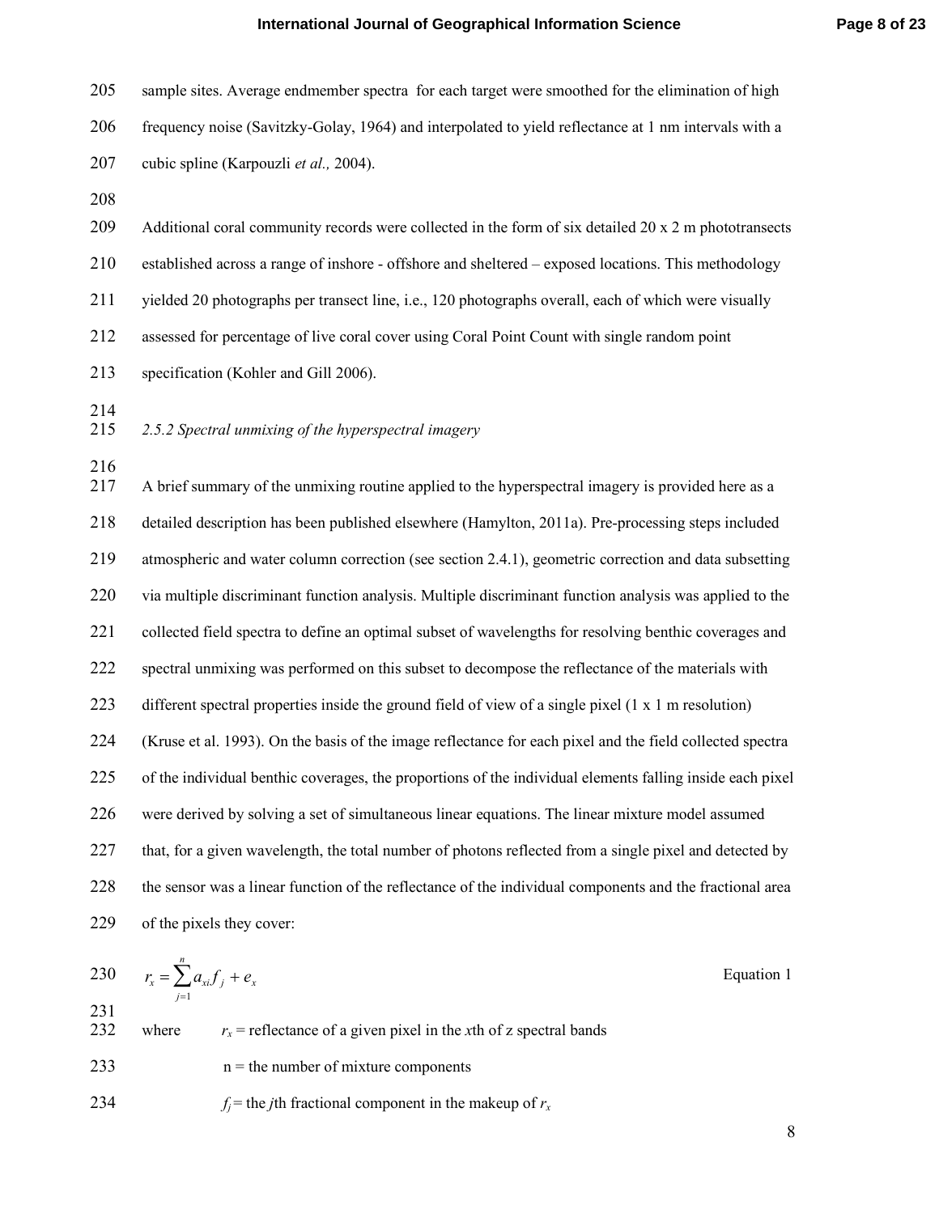sample sites. Average endmember spectra for each target were smoothed for the elimination of high frequency noise (Savitzky-Golay, 1964) and interpolated to yield reflectance at 1 nm intervals with a cubic spline (Karpouzli *et al.,* 2004).

Additional coral community records were collected in the form of six detailed 20 x 2 m phototransects established across a range of inshore - offshore and sheltered – exposed locations. This methodology yielded 20 photographs per transect line, i.e., 120 photographs overall, each of which were visually assessed for percentage of live coral cover using Coral Point Count with single random point specification (Kohler and Gill 2006).

### *2.5.2 Spectral unmixing of the hyperspectral imagery*

A brief summary of the unmixing routine applied to the hyperspectral imagery is provided here as a detailed description has been published elsewhere (Hamylton, 2011a). Pre-processing steps included atmospheric and water column correction (see section 2.4.1), geometric correction and data subsetting via multiple discriminant function analysis. Multiple discriminant function analysis was applied to the collected field spectra to define an optimal subset of wavelengths for resolving benthic coverages and spectral unmixing was performed on this subset to decompose the reflectance of the materials with different spectral properties inside the ground field of view of a single pixel (1 x 1 m resolution) (Kruse et al. 1993). On the basis of the image reflectance for each pixel and the field collected spectra of the individual benthic coverages, the proportions of the individual elements falling inside each pixel were derived by solving a set of simultaneous linear equations. The linear mixture model assumed that, for a given wavelength, the total number of photons reflected from a single pixel and detected by the sensor was a linear function of the reflectance of the individual components and the fractional area of the pixels they cover:

$$r_x = \sum_{j=1}^{n} a_{xi} f_j + e_x \qquad \text{Equation 1}$$

where $r_x$ = reflectance of a given pixel in the $x$th of z spectral bands

$n$ = the number of mixture components

$f_j$ = the $j$th fractional component in the makeup of $r_x$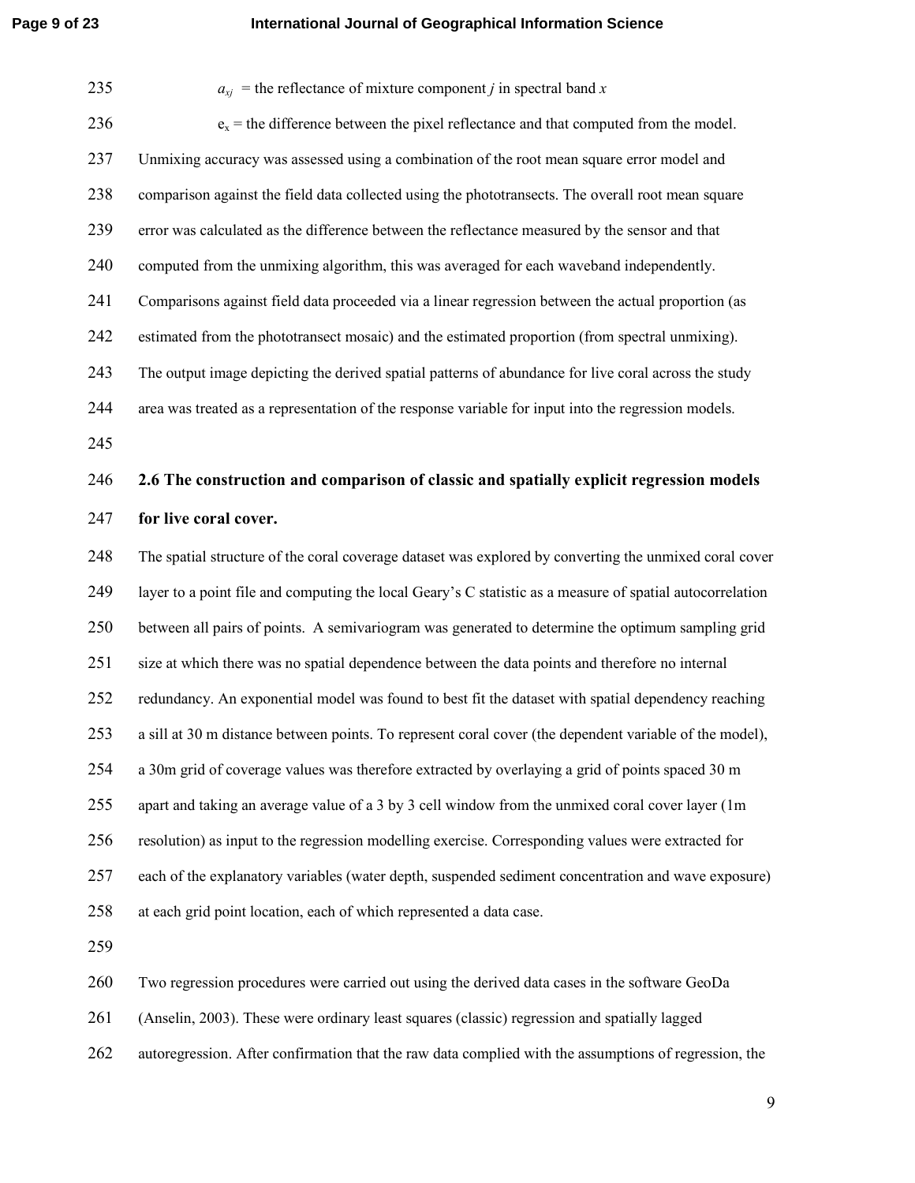$a_{xj}$ = the reflectance of mixture component $j$ in spectral band $x$

$e_x$ = the difference between the pixel reflectance and that computed from the model.

Unmixing accuracy was assessed using a combination of the root mean square error model and comparison against the field data collected using the phototransects. The overall root mean square error was calculated as the difference between the reflectance measured by the sensor and that computed from the unmixing algorithm, this was averaged for each waveband independently. Comparisons against field data proceeded via a linear regression between the actual proportion (as estimated from the phototransect mosaic) and the estimated proportion (from spectral unmixing). The output image depicting the derived spatial patterns of abundance for live coral across the study area was treated as a representation of the response variable for input into the regression models.

## 2.6 The construction and comparison of classic and spatially explicit regression models for live coral cover.

The spatial structure of the coral coverage dataset was explored by converting the unmixed coral cover layer to a point file and computing the local Geary's C statistic as a measure of spatial autocorrelation between all pairs of points. A semivariogram was generated to determine the optimum sampling grid size at which there was no spatial dependence between the data points and therefore no internal redundancy. An exponential model was found to best fit the dataset with spatial dependency reaching a sill at 30 m distance between points. To represent coral cover (the dependent variable of the model), a 30m grid of coverage values was therefore extracted by overlaying a grid of points spaced 30 m apart and taking an average value of a 3 by 3 cell window from the unmixed coral cover layer (1m resolution) as input to the regression modelling exercise. Corresponding values were extracted for each of the explanatory variables (water depth, suspended sediment concentration and wave exposure) at each grid point location, each of which represented a data case.

Two regression procedures were carried out using the derived data cases in the software GeoDa (Anselin, 2003). These were ordinary least squares (classic) regression and spatially lagged autoregression. After confirmation that the raw data complied with the assumptions of regression, the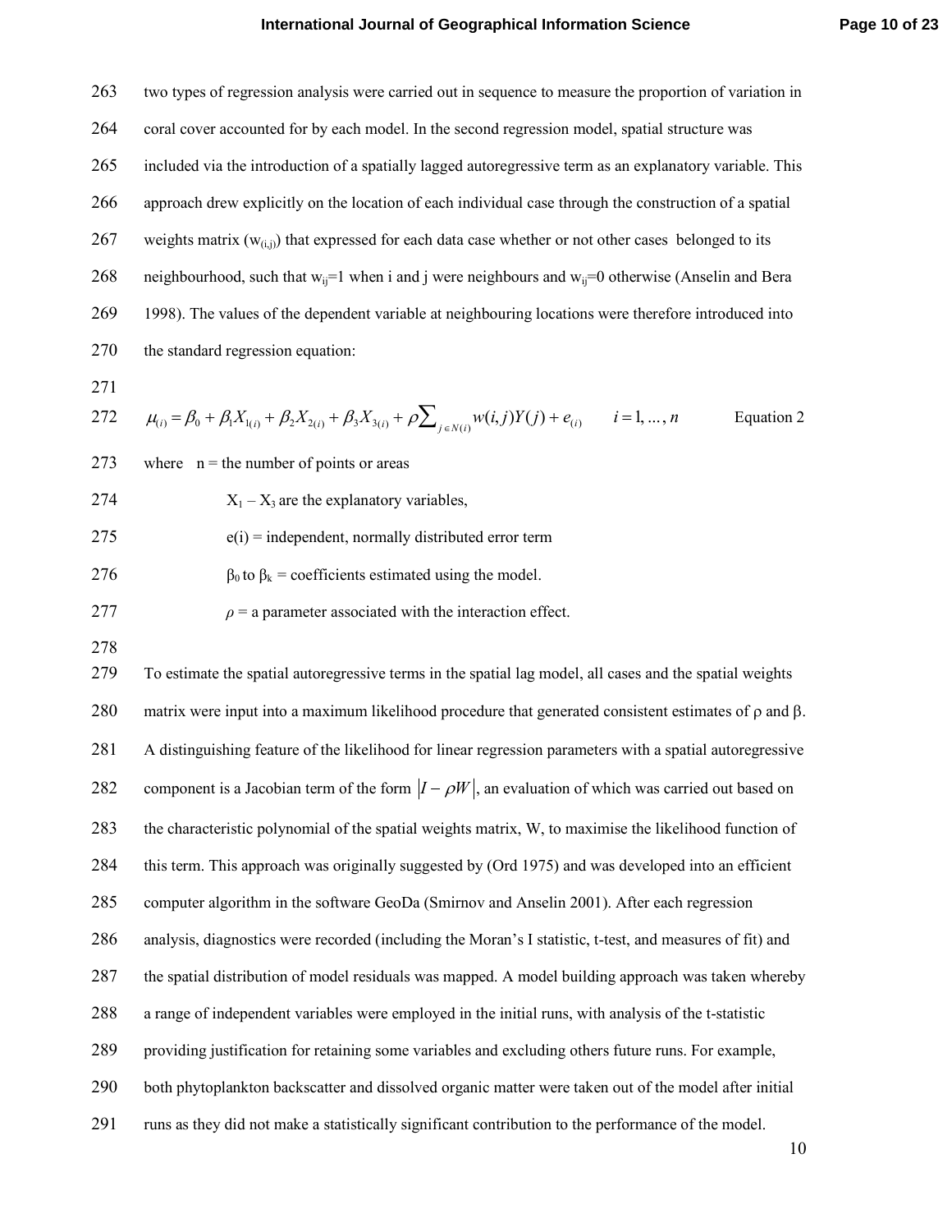two types of regression analysis were carried out in sequence to measure the proportion of variation in coral cover accounted for by each model. In the second regression model, spatial structure was included via the introduction of a spatially lagged autoregressive term as an explanatory variable. This approach drew explicitly on the location of each individual case through the construction of a spatial weights matrix ($w_{(i,j)}$) that expressed for each data case whether or not other cases belonged to its neighbourhood, such that $w_{ij}$=1 when i and j were neighbours and $w_{ij}$=0 otherwise (Anselin and Bera 1998). The values of the dependent variable at neighbouring locations were therefore introduced into the standard regression equation:

$$\mu_{(i)} = \beta_0 + \beta_1 X_{1(i)} + \beta_2 X_{2(i)} + \beta_3 X_{3(i)} + \rho \sum\nolimits_{j \in N(i)} w(i,j) Y(j) + e_{(i)} \qquad i = 1, \ldots, n \qquad \text{Equation 2}$$

where n = the number of points or areas

$X_1 - X_3$ are the explanatory variables,

e(i) = independent, normally distributed error term

$\beta_0$ to $\beta_k$ = coefficients estimated using the model.

$\rho$ = a parameter associated with the interaction effect.

To estimate the spatial autoregressive terms in the spatial lag model, all cases and the spatial weights matrix were input into a maximum likelihood procedure that generated consistent estimates of $\rho$ and $\beta$. A distinguishing feature of the likelihood for linear regression parameters with a spatial autoregressive component is a Jacobian term of the form $|I - \rho W|$, an evaluation of which was carried out based on the characteristic polynomial of the spatial weights matrix, W, to maximise the likelihood function of this term. This approach was originally suggested by (Ord 1975) and was developed into an efficient computer algorithm in the software GeoDa (Smirnov and Anselin 2001). After each regression analysis, diagnostics were recorded (including the Moran's I statistic, t-test, and measures of fit) and the spatial distribution of model residuals was mapped. A model building approach was taken whereby a range of independent variables were employed in the initial runs, with analysis of the t-statistic providing justification for retaining some variables and excluding others future runs. For example, both phytoplankton backscatter and dissolved organic matter were taken out of the model after initial runs as they did not make a statistically significant contribution to the performance of the model.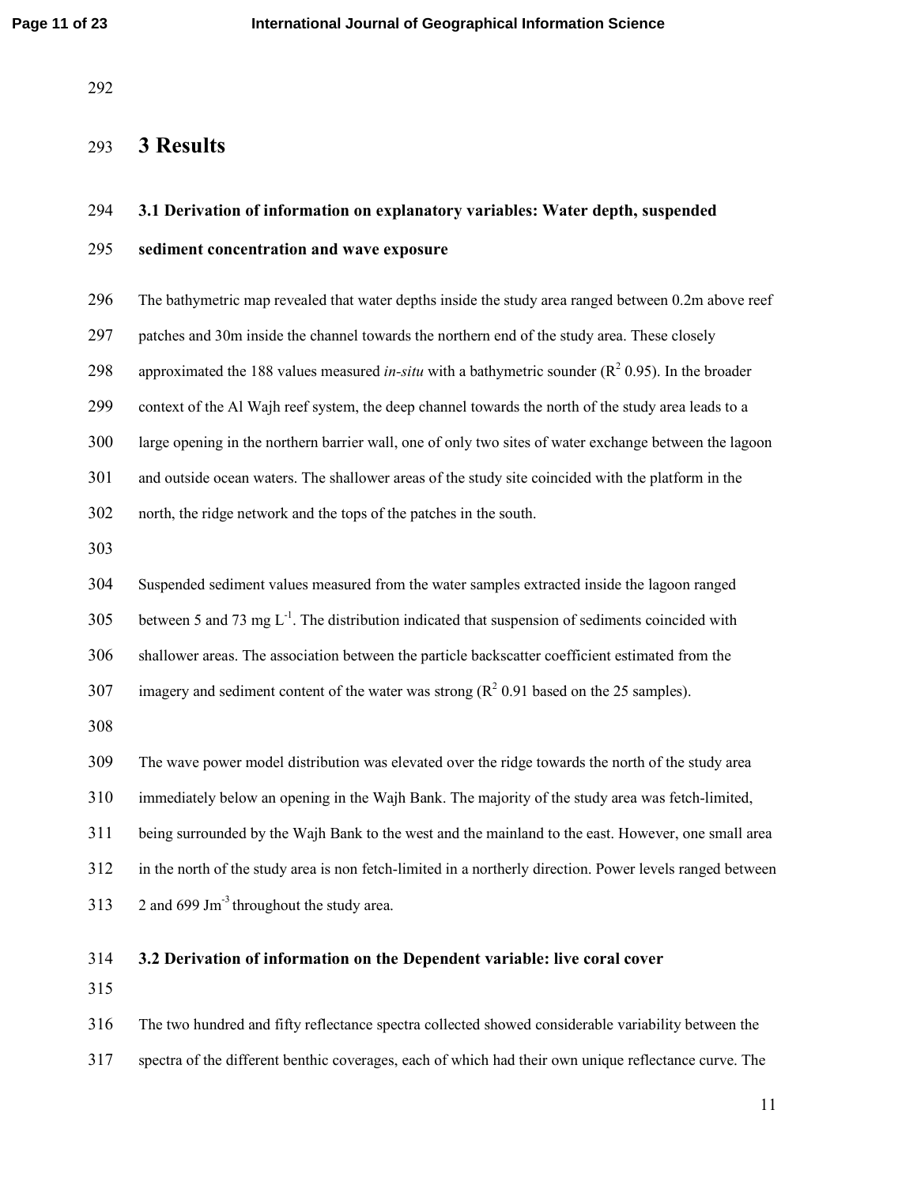# 3 Results

## 3.1 Derivation of information on explanatory variables: Water depth, suspended sediment concentration and wave exposure

The bathymetric map revealed that water depths inside the study area ranged between 0.2m above reef patches and 30m inside the channel towards the northern end of the study area. These closely approximated the 188 values measured *in-situ* with a bathymetric sounder ($R^2$ 0.95). In the broader context of the Al Wajh reef system, the deep channel towards the north of the study area leads to a large opening in the northern barrier wall, one of only two sites of water exchange between the lagoon and outside ocean waters. The shallower areas of the study site coincided with the platform in the north, the ridge network and the tops of the patches in the south.

Suspended sediment values measured from the water samples extracted inside the lagoon ranged between 5 and 73 mg $L^{-1}$. The distribution indicated that suspension of sediments coincided with shallower areas. The association between the particle backscatter coefficient estimated from the imagery and sediment content of the water was strong ($R^2$ 0.91 based on the 25 samples).

The wave power model distribution was elevated over the ridge towards the north of the study area immediately below an opening in the Wajh Bank. The majority of the study area was fetch-limited, being surrounded by the Wajh Bank to the west and the mainland to the east. However, one small area in the north of the study area is non fetch-limited in a northerly direction. Power levels ranged between 2 and 699 $Jm^{-3}$ throughout the study area.

## 3.2 Derivation of information on the Dependent variable: live coral cover

The two hundred and fifty reflectance spectra collected showed considerable variability between the spectra of the different benthic coverages, each of which had their own unique reflectance curve. The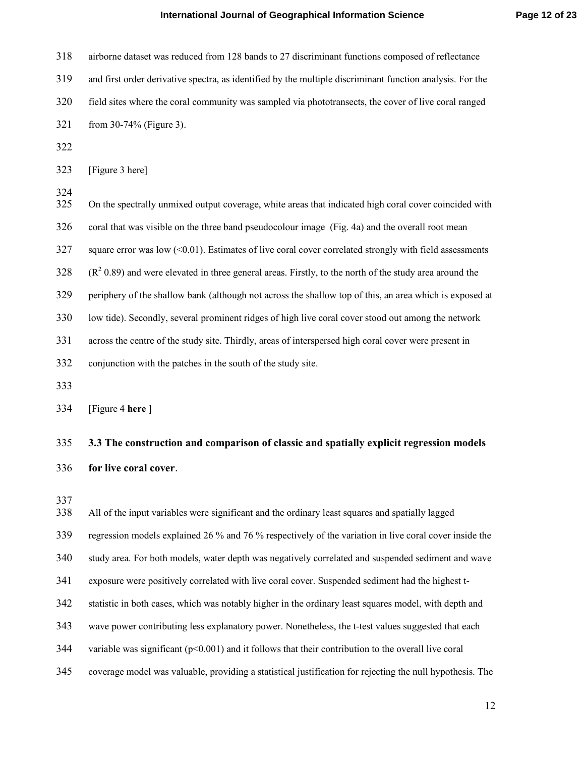airborne dataset was reduced from 128 bands to 27 discriminant functions composed of reflectance and first order derivative spectra, as identified by the multiple discriminant function analysis. For the field sites where the coral community was sampled via phototransects, the cover of live coral ranged from 30-74% (Figure 3).

[Figure 3 here]

On the spectrally unmixed output coverage, white areas that indicated high coral cover coincided with coral that was visible on the three band pseudocolour image (Fig. 4a) and the overall root mean square error was low (<0.01). Estimates of live coral cover correlated strongly with field assessments ($R^2$ 0.89) and were elevated in three general areas. Firstly, to the north of the study area around the periphery of the shallow bank (although not across the shallow top of this, an area which is exposed at low tide). Secondly, several prominent ridges of high live coral cover stood out among the network across the centre of the study site. Thirdly, areas of interspersed high coral cover were present in conjunction with the patches in the south of the study site.

[Figure 4 **here** ]

### 3.3 The construction and comparison of classic and spatially explicit regression models for live coral cover.

All of the input variables were significant and the ordinary least squares and spatially lagged regression models explained 26 % and 76 % respectively of the variation in live coral cover inside the study area. For both models, water depth was negatively correlated and suspended sediment and wave exposure were positively correlated with live coral cover. Suspended sediment had the highest t-statistic in both cases, which was notably higher in the ordinary least squares model, with depth and wave power contributing less explanatory power. Nonetheless, the t-test values suggested that each variable was significant ($p<0.001$) and it follows that their contribution to the overall live coral coverage model was valuable, providing a statistical justification for rejecting the null hypothesis. The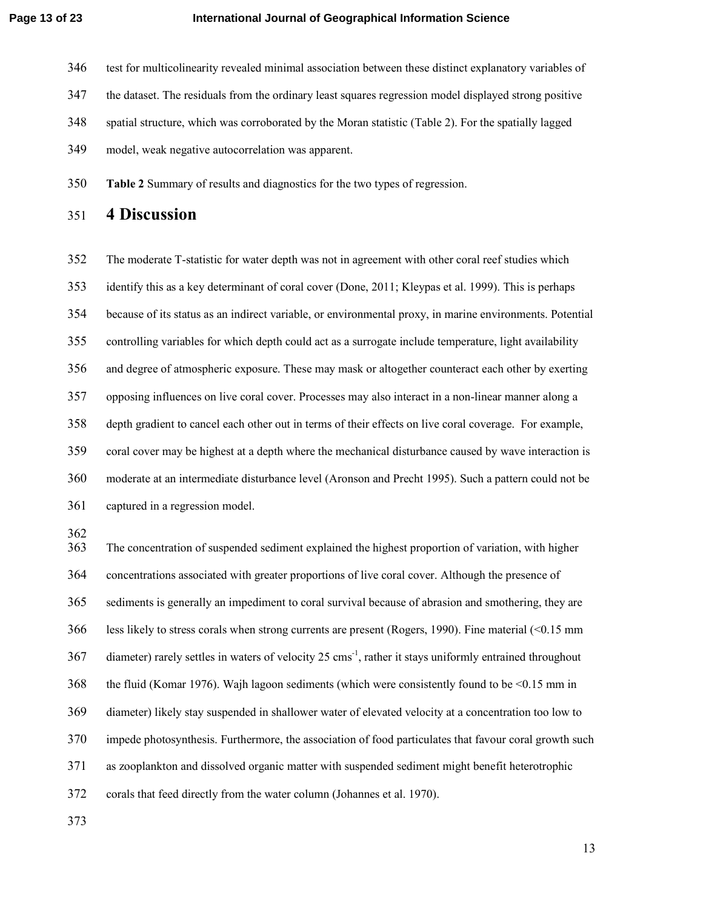test for multicolinearity revealed minimal association between these distinct explanatory variables of the dataset. The residuals from the ordinary least squares regression model displayed strong positive spatial structure, which was corroborated by the Moran statistic (Table 2). For the spatially lagged model, weak negative autocorrelation was apparent.

**Table 2** Summary of results and diagnostics for the two types of regression.

# 4 Discussion

The moderate T-statistic for water depth was not in agreement with other coral reef studies which identify this as a key determinant of coral cover (Done, 2011; Kleypas et al. 1999). This is perhaps because of its status as an indirect variable, or environmental proxy, in marine environments. Potential controlling variables for which depth could act as a surrogate include temperature, light availability and degree of atmospheric exposure. These may mask or altogether counteract each other by exerting opposing influences on live coral cover. Processes may also interact in a non-linear manner along a depth gradient to cancel each other out in terms of their effects on live coral coverage. For example, coral cover may be highest at a depth where the mechanical disturbance caused by wave interaction is moderate at an intermediate disturbance level (Aronson and Precht 1995). Such a pattern could not be captured in a regression model.

The concentration of suspended sediment explained the highest proportion of variation, with higher concentrations associated with greater proportions of live coral cover. Although the presence of sediments is generally an impediment to coral survival because of abrasion and smothering, they are less likely to stress corals when strong currents are present (Rogers, 1990). Fine material (<0.15 mm diameter) rarely settles in waters of velocity 25 $cms^{-1}$, rather it stays uniformly entrained throughout the fluid (Komar 1976). Wajh lagoon sediments (which were consistently found to be <0.15 mm in diameter) likely stay suspended in shallower water of elevated velocity at a concentration too low to impede photosynthesis. Furthermore, the association of food particulates that favour coral growth such as zooplankton and dissolved organic matter with suspended sediment might benefit heterotrophic corals that feed directly from the water column (Johannes et al. 1970).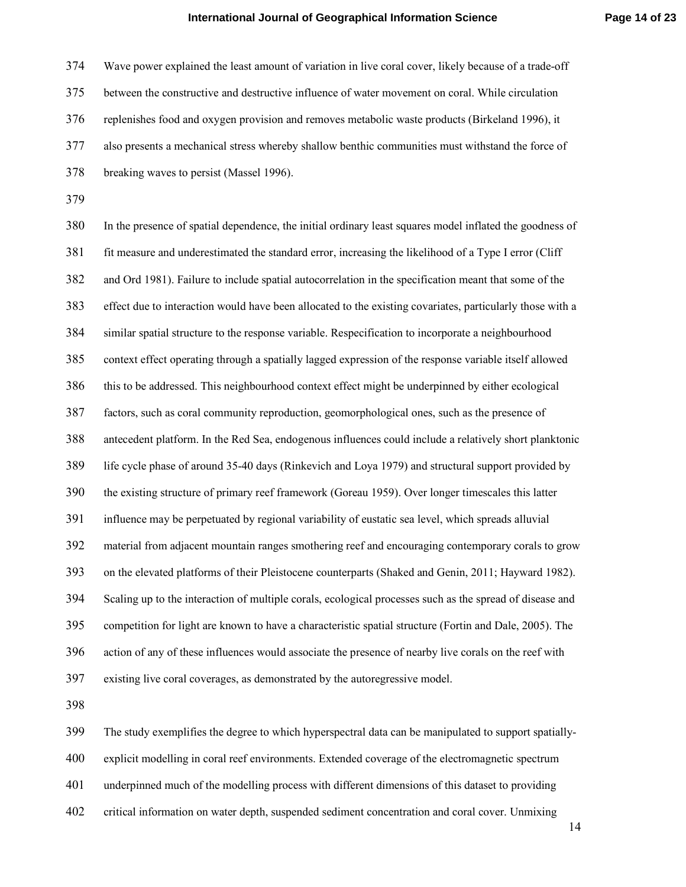Wave power explained the least amount of variation in live coral cover, likely because of a trade-off between the constructive and destructive influence of water movement on coral. While circulation replenishes food and oxygen provision and removes metabolic waste products (Birkeland 1996), it also presents a mechanical stress whereby shallow benthic communities must withstand the force of breaking waves to persist (Massel 1996).

In the presence of spatial dependence, the initial ordinary least squares model inflated the goodness of fit measure and underestimated the standard error, increasing the likelihood of a Type I error (Cliff and Ord 1981). Failure to include spatial autocorrelation in the specification meant that some of the effect due to interaction would have been allocated to the existing covariates, particularly those with a similar spatial structure to the response variable. Respecification to incorporate a neighbourhood context effect operating through a spatially lagged expression of the response variable itself allowed this to be addressed. This neighbourhood context effect might be underpinned by either ecological factors, such as coral community reproduction, geomorphological ones, such as the presence of antecedent platform. In the Red Sea, endogenous influences could include a relatively short planktonic life cycle phase of around 35-40 days (Rinkevich and Loya 1979) and structural support provided by the existing structure of primary reef framework (Goreau 1959). Over longer timescales this latter influence may be perpetuated by regional variability of eustatic sea level, which spreads alluvial material from adjacent mountain ranges smothering reef and encouraging contemporary corals to grow on the elevated platforms of their Pleistocene counterparts (Shaked and Genin, 2011; Hayward 1982). Scaling up to the interaction of multiple corals, ecological processes such as the spread of disease and competition for light are known to have a characteristic spatial structure (Fortin and Dale, 2005). The action of any of these influences would associate the presence of nearby live corals on the reef with existing live coral coverages, as demonstrated by the autoregressive model.

The study exemplifies the degree to which hyperspectral data can be manipulated to support spatially-explicit modelling in coral reef environments. Extended coverage of the electromagnetic spectrum underpinned much of the modelling process with different dimensions of this dataset to providing critical information on water depth, suspended sediment concentration and coral cover. Unmixing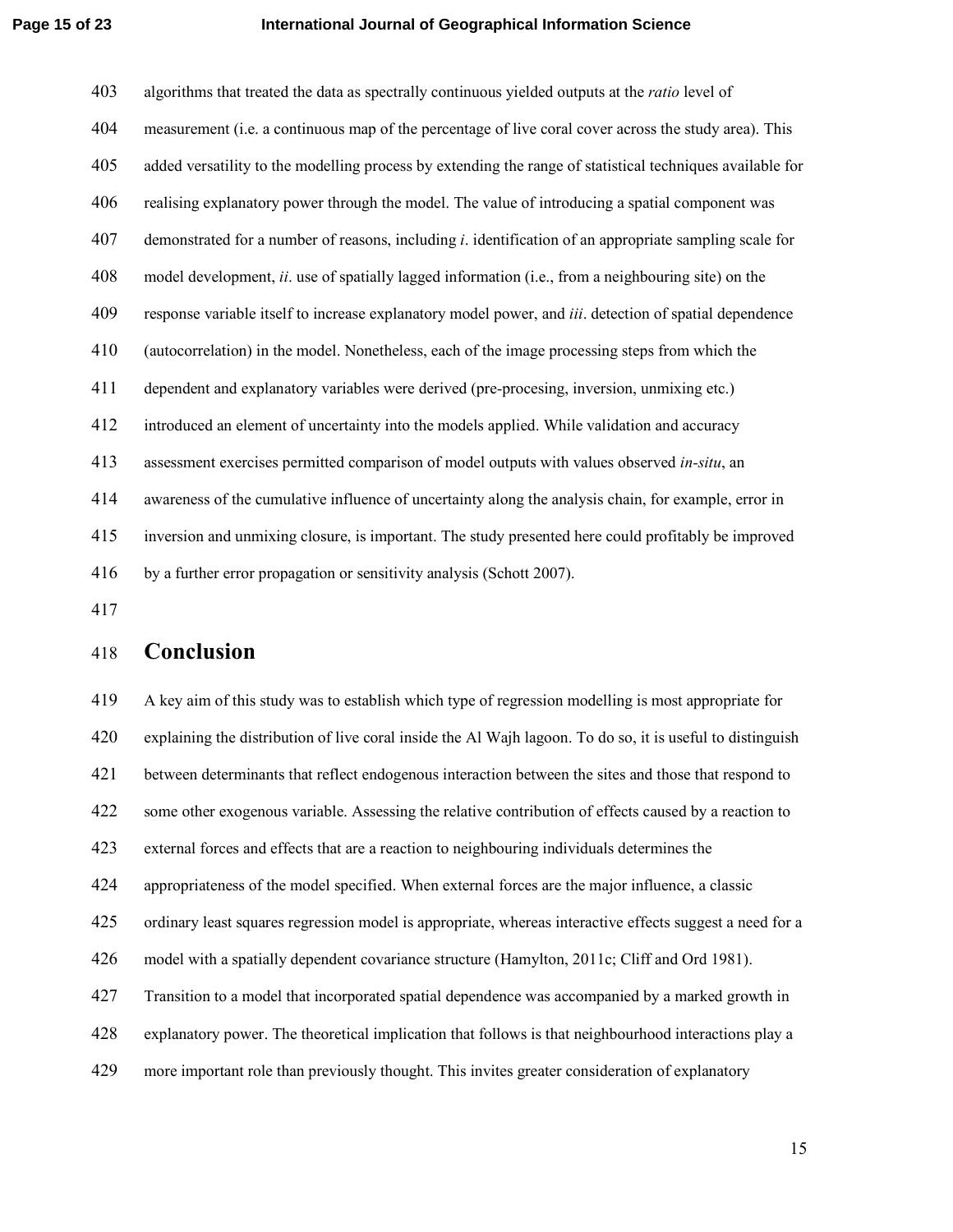algorithms that treated the data as spectrally continuous yielded outputs at the *ratio* level of measurement (i.e. a continuous map of the percentage of live coral cover across the study area). This added versatility to the modelling process by extending the range of statistical techniques available for realising explanatory power through the model. The value of introducing a spatial component was demonstrated for a number of reasons, including *i*. identification of an appropriate sampling scale for model development, *ii*. use of spatially lagged information (i.e., from a neighbouring site) on the response variable itself to increase explanatory model power, and *iii*. detection of spatial dependence (autocorrelation) in the model. Nonetheless, each of the image processing steps from which the dependent and explanatory variables were derived (pre-procesing, inversion, unmixing etc.) introduced an element of uncertainty into the models applied. While validation and accuracy assessment exercises permitted comparison of model outputs with values observed *in-situ*, an awareness of the cumulative influence of uncertainty along the analysis chain, for example, error in inversion and unmixing closure, is important. The study presented here could profitably be improved by a further error propagation or sensitivity analysis (Schott 2007).

# Conclusion

A key aim of this study was to establish which type of regression modelling is most appropriate for explaining the distribution of live coral inside the Al Wajh lagoon. To do so, it is useful to distinguish between determinants that reflect endogenous interaction between the sites and those that respond to some other exogenous variable. Assessing the relative contribution of effects caused by a reaction to external forces and effects that are a reaction to neighbouring individuals determines the appropriateness of the model specified. When external forces are the major influence, a classic ordinary least squares regression model is appropriate, whereas interactive effects suggest a need for a model with a spatially dependent covariance structure (Hamylton, 2011c; Cliff and Ord 1981). Transition to a model that incorporated spatial dependence was accompanied by a marked growth in explanatory power. The theoretical implication that follows is that neighbourhood interactions play a more important role than previously thought. This invites greater consideration of explanatory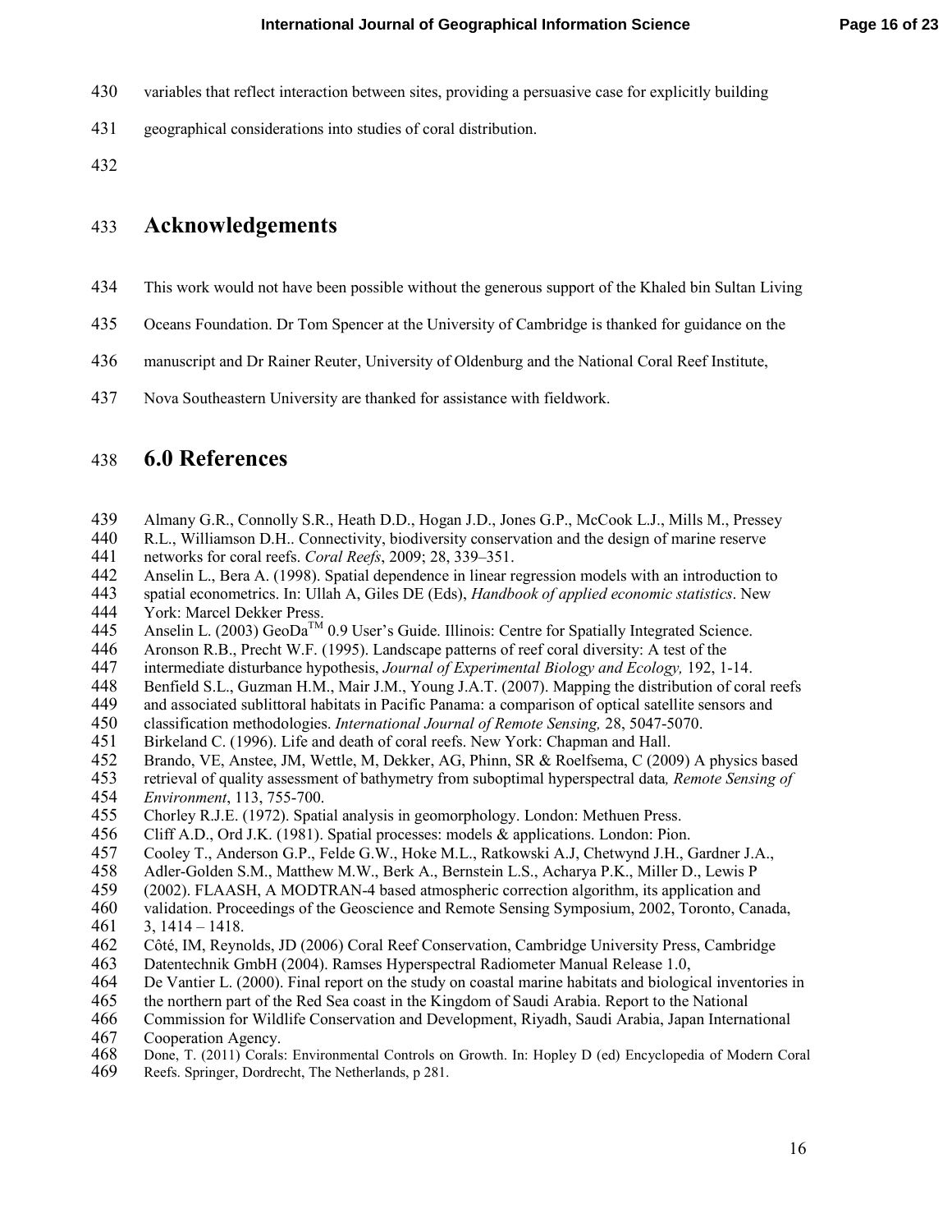variables that reflect interaction between sites, providing a persuasive case for explicitly building geographical considerations into studies of coral distribution.

## Acknowledgements

This work would not have been possible without the generous support of the Khaled bin Sultan Living Oceans Foundation. Dr Tom Spencer at the University of Cambridge is thanked for guidance on the manuscript and Dr Rainer Reuter, University of Oldenburg and the National Coral Reef Institute, Nova Southeastern University are thanked for assistance with fieldwork.

## 6.0 References

Almany G.R., Connolly S.R., Heath D.D., Hogan J.D., Jones G.P., McCook L.J., Mills M., Pressey R.L., Williamson D.H.. Connectivity, biodiversity conservation and the design of marine reserve networks for coral reefs. *Coral Reefs*, 2009; 28, 339–351.

Anselin L., Bera A. (1998). Spatial dependence in linear regression models with an introduction to spatial econometrics. In: Ullah A, Giles DE (Eds), *Handbook of applied economic statistics*. New York: Marcel Dekker Press.

Anselin L. (2003) GeoDa™ 0.9 User's Guide. Illinois: Centre for Spatially Integrated Science.

Aronson R.B., Precht W.F. (1995). Landscape patterns of reef coral diversity: A test of the intermediate disturbance hypothesis, *Journal of Experimental Biology and Ecology,* 192, 1-14.

Benfield S.L., Guzman H.M., Mair J.M., Young J.A.T. (2007). Mapping the distribution of coral reefs and associated sublittoral habitats in Pacific Panama: a comparison of optical satellite sensors and classification methodologies. *International Journal of Remote Sensing,* 28, 5047-5070.

Birkeland C. (1996). Life and death of coral reefs. New York: Chapman and Hall.

Brando, VE, Anstee, JM, Wettle, M, Dekker, AG, Phinn, SR & Roelfsema, C (2009) A physics based retrieval of quality assessment of bathymetry from suboptimal hyperspectral data*, Remote Sensing of Environment*, 113, 755-700.

Chorley R.J.E. (1972). Spatial analysis in geomorphology. London: Methuen Press.

Cliff A.D., Ord J.K. (1981). Spatial processes: models & applications. London: Pion.

Cooley T., Anderson G.P., Felde G.W., Hoke M.L., Ratkowski A.J, Chetwynd J.H., Gardner J.A., Adler-Golden S.M., Matthew M.W., Berk A., Bernstein L.S., Acharya P.K., Miller D., Lewis P (2002). FLAASH, A MODTRAN-4 based atmospheric correction algorithm, its application and validation. Proceedings of the Geoscience and Remote Sensing Symposium, 2002, Toronto, Canada, 3, 1414 – 1418.

Côté, IM, Reynolds, JD (2006) Coral Reef Conservation, Cambridge University Press, Cambridge

Datentechnik GmbH (2004). Ramses Hyperspectral Radiometer Manual Release 1.0,

De Vantier L. (2000). Final report on the study on coastal marine habitats and biological inventories in the northern part of the Red Sea coast in the Kingdom of Saudi Arabia. Report to the National Commission for Wildlife Conservation and Development, Riyadh, Saudi Arabia, Japan International Cooperation Agency.

Done, T. (2011) Corals: Environmental Controls on Growth. In: Hopley D (ed) Encyclopedia of Modern Coral Reefs. Springer, Dordrecht, The Netherlands, p 281.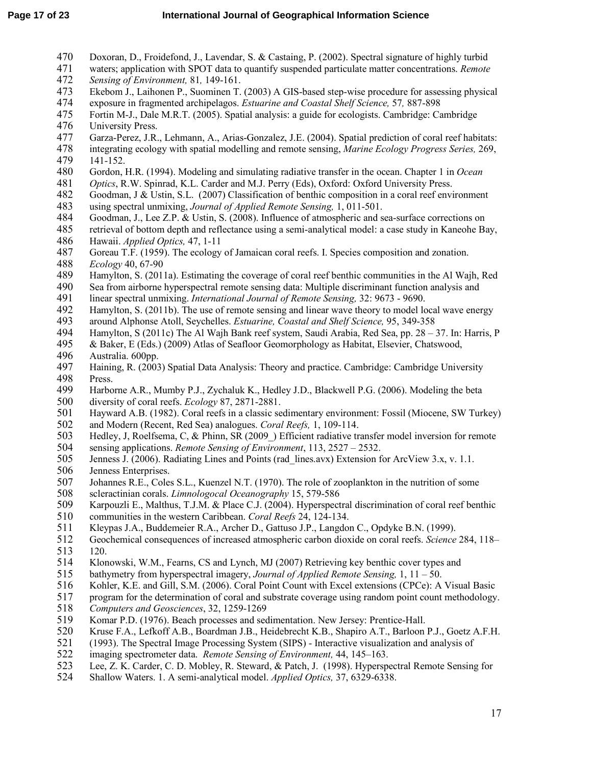Doxoran, D., Froidefond, J., Lavendar, S. & Castaing, P. (2002). Spectral signature of highly turbid waters; application with SPOT data to quantify suspended particulate matter concentrations. *Remote Sensing of Environment,* 81*,* 149-161.

Ekebom J., Laihonen P., Suominen T. (2003) A GIS-based step-wise procedure for assessing physical exposure in fragmented archipelagos. *Estuarine and Coastal Shelf Science,* 57*,* 887-898

Fortin M-J., Dale M.R.T. (2005). Spatial analysis: a guide for ecologists. Cambridge: Cambridge University Press.

Garza-Perez, J.R., Lehmann, A., Arias-Gonzalez, J.E. (2004). Spatial prediction of coral reef habitats: integrating ecology with spatial modelling and remote sensing, *Marine Ecology Progress Series,* 269, 141-152.

Gordon, H.R. (1994). Modeling and simulating radiative transfer in the ocean. Chapter 1 in *Ocean Optics*, R.W. Spinrad, K.L. Carder and M.J. Perry (Eds), Oxford: Oxford University Press.

Goodman, J & Ustin, S.L. (2007) Classification of benthic composition in a coral reef environment using spectral unmixing, *Journal of Applied Remote Sensing,* 1, 011-501.

Goodman, J., Lee Z.P. & Ustin, S. (2008). Influence of atmospheric and sea-surface corrections on retrieval of bottom depth and reflectance using a semi-analytical model: a case study in Kaneohe Bay, Hawaii. *Applied Optics,* 47, 1-11

Goreau T.F. (1959). The ecology of Jamaican coral reefs. I. Species composition and zonation. *Ecology* 40, 67-90

Hamylton, S. (2011a). Estimating the coverage of coral reef benthic communities in the Al Wajh, Red Sea from airborne hyperspectral remote sensing data: Multiple discriminant function analysis and linear spectral unmixing. *International Journal of Remote Sensing,* 32: 9673 - 9690.

Hamylton, S. (2011b). The use of remote sensing and linear wave theory to model local wave energy around Alphonse Atoll, Seychelles. *Estuarine, Coastal and Shelf Science,* 95, 349-358

Hamylton, S (2011c) The Al Wajh Bank reef system, Saudi Arabia, Red Sea, pp. 28 – 37. In: Harris, P & Baker, E (Eds.) (2009) Atlas of Seafloor Geomorphology as Habitat, Elsevier, Chatswood, Australia. 600pp.

Haining, R. (2003) Spatial Data Analysis: Theory and practice. Cambridge: Cambridge University Press.

Harborne A.R., Mumby P.J., Zychaluk K., Hedley J.D., Blackwell P.G. (2006). Modeling the beta diversity of coral reefs. *Ecology* 87, 2871-2881.

Hayward A.B. (1982). Coral reefs in a classic sedimentary environment: Fossil (Miocene, SW Turkey) and Modern (Recent, Red Sea) analogues. *Coral Reefs,* 1, 109-114.

Hedley, J, Roelfsema, C, & Phinn, SR (2009_) Efficient radiative transfer model inversion for remote sensing applications. *Remote Sensing of Environment*, 113, 2527 – 2532.

Jenness J. (2006). Radiating Lines and Points (rad_lines.avx) Extension for ArcView 3.x, v. 1.1. Jenness Enterprises.

Johannes R.E., Coles S.L., Kuenzel N.T. (1970). The role of zooplankton in the nutrition of some scleractinian corals. *Limnologocal Oceanography* 15, 579-586

Karpouzli E., Malthus, T.J.M. & Place C.J. (2004). Hyperspectral discrimination of coral reef benthic communities in the western Caribbean. *Coral Reefs* 24, 124-134.

Kleypas J.A., Buddemeier R.A., Archer D., Gattuso J.P., Langdon C., Opdyke B.N. (1999). Geochemical consequences of increased atmospheric carbon dioxide on coral reefs. *Science* 284, 118–120.

Klonowski, W.M., Fearns, CS and Lynch, MJ (2007) Retrieving key benthic cover types and bathymetry from hyperspectral imagery, *Journal of Applied Remote Sensing,* 1, 11 – 50.

Kohler, K.E. and Gill, S.M. (2006). Coral Point Count with Excel extensions (CPCe): A Visual Basic program for the determination of coral and substrate coverage using random point count methodology. *Computers and Geosciences*, 32, 1259-1269

Komar P.D. (1976). Beach processes and sedimentation. New Jersey: Prentice-Hall.

Kruse F.A., Lefkoff A.B., Boardman J.B., Heidebrecht K.B., Shapiro A.T., Barloon P.J., Goetz A.F.H. (1993). The Spectral Image Processing System (SIPS) - Interactive visualization and analysis of imaging spectrometer data. *Remote Sensing of Environment,* 44, 145–163.

Lee, Z. K. Carder, C. D. Mobley, R. Steward, & Patch, J. (1998). Hyperspectral Remote Sensing for Shallow Waters. 1. A semi-analytical model. *Applied Optics,* 37, 6329-6338.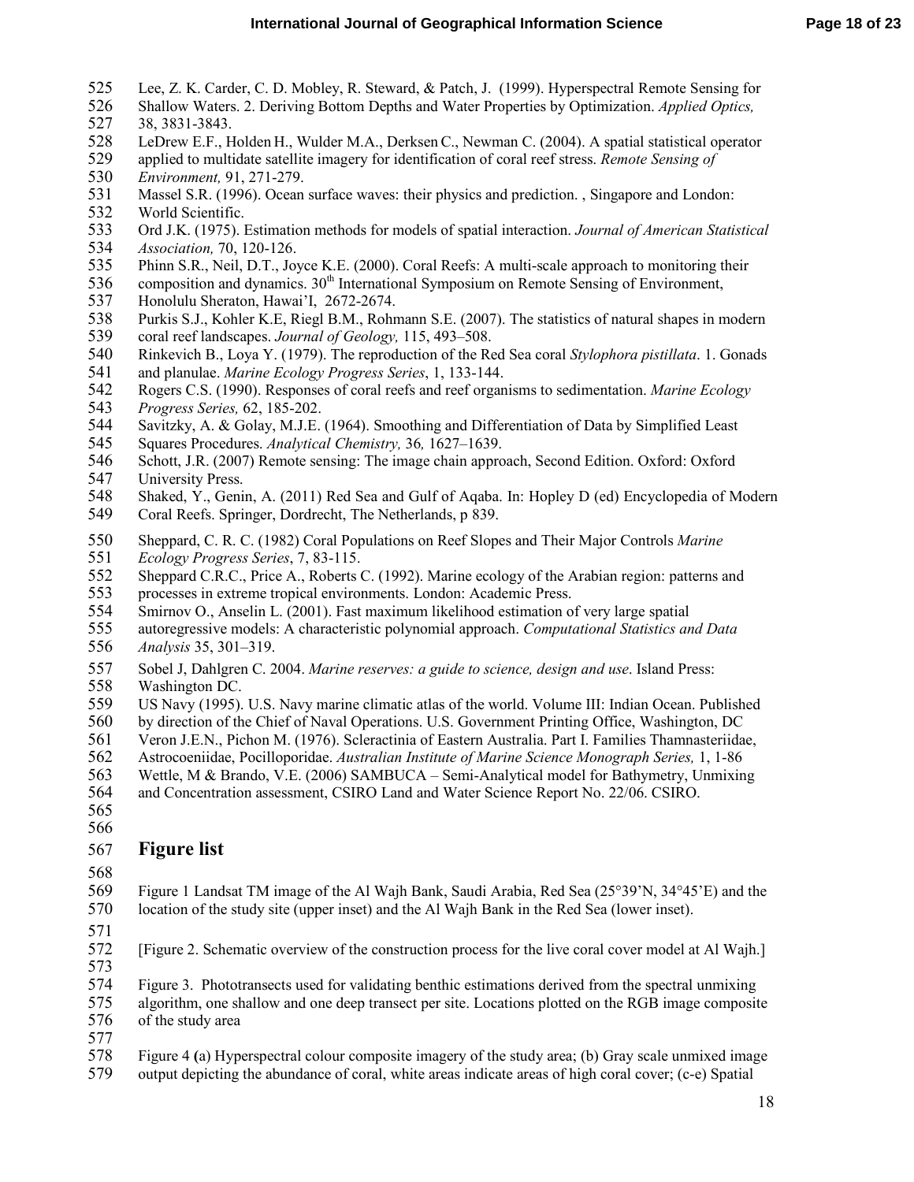Lee, Z. K. Carder, C. D. Mobley, R. Steward, & Patch, J. (1999). Hyperspectral Remote Sensing for Shallow Waters. 2. Deriving Bottom Depths and Water Properties by Optimization. *Applied Optics,* 38, 3831-3843.

LeDrew E.F., Holden H., Wulder M.A., Derksen C., Newman C. (2004). A spatial statistical operator applied to multidate satellite imagery for identification of coral reef stress. *Remote Sensing of Environment,* 91, 271-279.

Massel S.R. (1996). Ocean surface waves: their physics and prediction. , Singapore and London: World Scientific.

Ord J.K. (1975). Estimation methods for models of spatial interaction. *Journal of American Statistical Association,* 70, 120-126.

Phinn S.R., Neil, D.T., Joyce K.E. (2000). Coral Reefs: A multi-scale approach to monitoring their composition and dynamics. 30th International Symposium on Remote Sensing of Environment, Honolulu Sheraton, Hawai'I, 2672-2674.

Purkis S.J., Kohler K.E, Riegl B.M., Rohmann S.E. (2007). The statistics of natural shapes in modern coral reef landscapes. *Journal of Geology,* 115, 493–508.

Rinkevich B., Loya Y. (1979). The reproduction of the Red Sea coral *Stylophora pistillata*. 1. Gonads and planulae. *Marine Ecology Progress Series*, 1, 133-144.

Rogers C.S. (1990). Responses of coral reefs and reef organisms to sedimentation. *Marine Ecology Progress Series,* 62, 185-202.

Savitzky, A. & Golay, M.J.E. (1964). Smoothing and Differentiation of Data by Simplified Least Squares Procedures. *Analytical Chemistry,* 36*,* 1627–1639.

Schott, J.R. (2007) Remote sensing: The image chain approach, Second Edition. Oxford: Oxford University Press.

Shaked, Y., Genin, A. (2011) Red Sea and Gulf of Aqaba. In: Hopley D (ed) Encyclopedia of Modern Coral Reefs. Springer, Dordrecht, The Netherlands, p 839.

Sheppard, C. R. C. (1982) Coral Populations on Reef Slopes and Their Major Controls *Marine Ecology Progress Series*, 7, 83-115.

Sheppard C.R.C., Price A., Roberts C. (1992). Marine ecology of the Arabian region: patterns and processes in extreme tropical environments. London: Academic Press.

Smirnov O., Anselin L. (2001). Fast maximum likelihood estimation of very large spatial autoregressive models: A characteristic polynomial approach. *Computational Statistics and Data Analysis* 35, 301–319.

Sobel J, Dahlgren C. 2004. *Marine reserves: a guide to science, design and use*. Island Press: Washington DC.

US Navy (1995). U.S. Navy marine climatic atlas of the world. Volume III: Indian Ocean. Published by direction of the Chief of Naval Operations. U.S. Government Printing Office, Washington, DC

Veron J.E.N., Pichon M. (1976). Scleractinia of Eastern Australia. Part I. Families Thamnasteriidae, Astrocoeniidae, Pocilloporidae. *Australian Institute of Marine Science Monograph Series,* 1, 1-86

Wettle, M & Brando, V.E. (2006) SAMBUCA – Semi-Analytical model for Bathymetry, Unmixing and Concentration assessment, CSIRO Land and Water Science Report No. 22/06. CSIRO.

## Figure list

Figure 1 Landsat TM image of the Al Wajh Bank, Saudi Arabia, Red Sea (25°39'N, 34°45'E) and the location of the study site (upper inset) and the Al Wajh Bank in the Red Sea (lower inset).

[Figure 2. Schematic overview of the construction process for the live coral cover model at Al Wajh.]

Figure 3. Phototransects used for validating benthic estimations derived from the spectral unmixing algorithm, one shallow and one deep transect per site. Locations plotted on the RGB image composite of the study area

Figure 4 (a) Hyperspectral colour composite imagery of the study area; (b) Gray scale unmixed image output depicting the abundance of coral, white areas indicate areas of high coral cover; (c-e) Spatial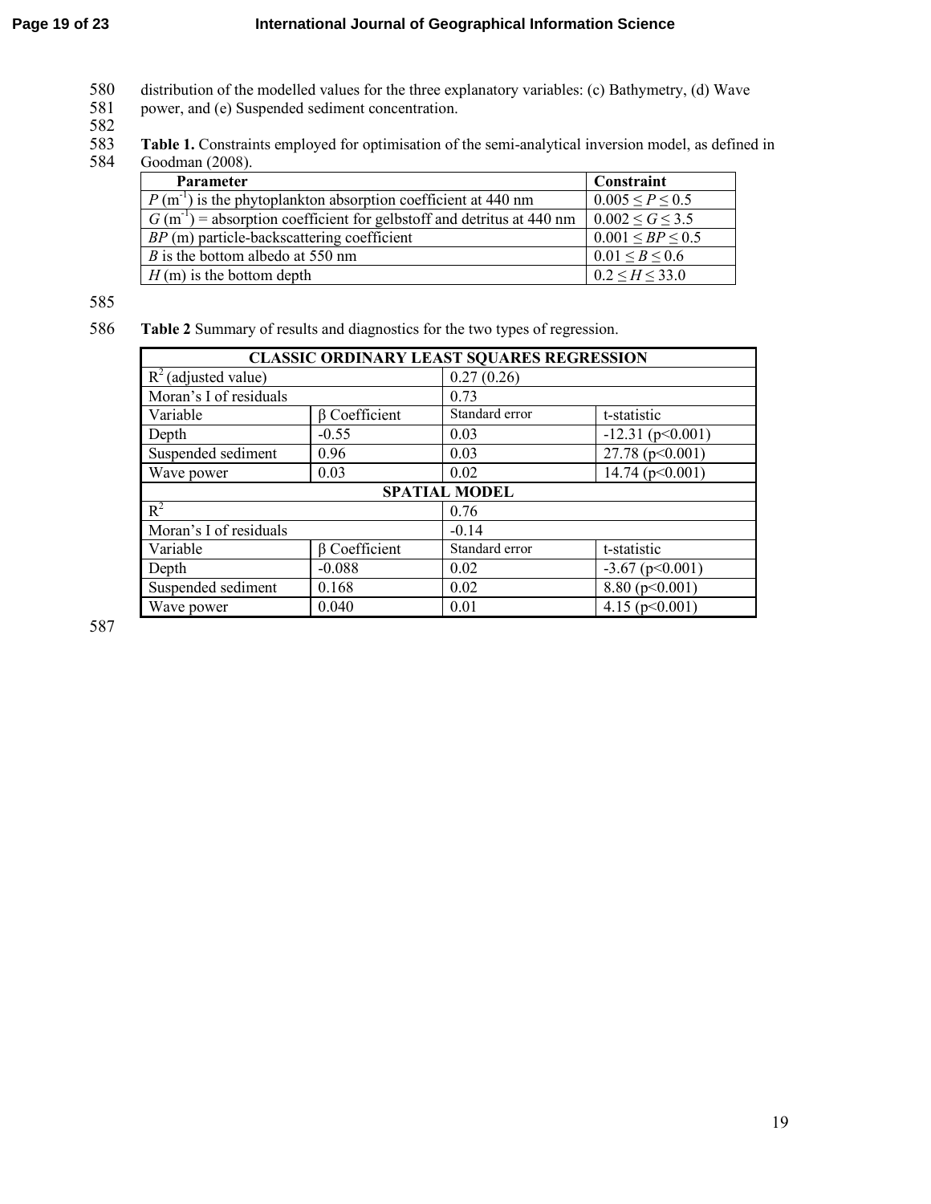distribution of the modelled values for the three explanatory variables: (c) Bathymetry, (d) Wave power, and (e) Suspended sediment concentration.

**Table 1.** Constraints employed for optimisation of the semi-analytical inversion model, as defined in Goodman (2008).

| Parameter | Constraint |
|---|---|
| *P* ($m^{-1}$) is the phytoplankton absorption coefficient at 440 nm | $0.005 \leq P \leq 0.5$ |
| *G* ($m^{-1}$) = absorption coefficient for gelbstoff and detritus at 440 nm | $0.002 \leq G \leq 3.5$ |
| *BP* (m) particle-backscattering coefficient | $0.001 \leq BP \leq 0.5$ |
| *B* is the bottom albedo at 550 nm | $0.01 \leq B \leq 0.6$ |
| *H* (m) is the bottom depth | $0.2 \leq H \leq 33.0$ |

**Table 2** Summary of results and diagnostics for the two types of regression.

| **CLASSIC ORDINARY LEAST SQUARES REGRESSION** | | | |
|---|---|---|---|
| $R^2$ (adjusted value) | | 0.27 (0.26) | |
| Moran's I of residuals | | 0.73 | |
| Variable | β Coefficient | Standard error | t-statistic |
| Depth | -0.55 | 0.03 | -12.31 ($p<0.001$) |
| Suspended sediment | 0.96 | 0.03 | 27.78 ($p<0.001$) |
| Wave power | 0.03 | 0.02 | 14.74 ($p<0.001$) |
| **SPATIAL MODEL** | | | |
| $R^2$ | | 0.76 | |
| Moran's I of residuals | | -0.14 | |
| Variable | β Coefficient | Standard error | t-statistic |
| Depth | -0.088 | 0.02 | -3.67 ($p<0.001$) |
| Suspended sediment | 0.168 | 0.02 | 8.80 ($p<0.001$) |
| Wave power | 0.040 | 0.01 | 4.15 ($p<0.001$) |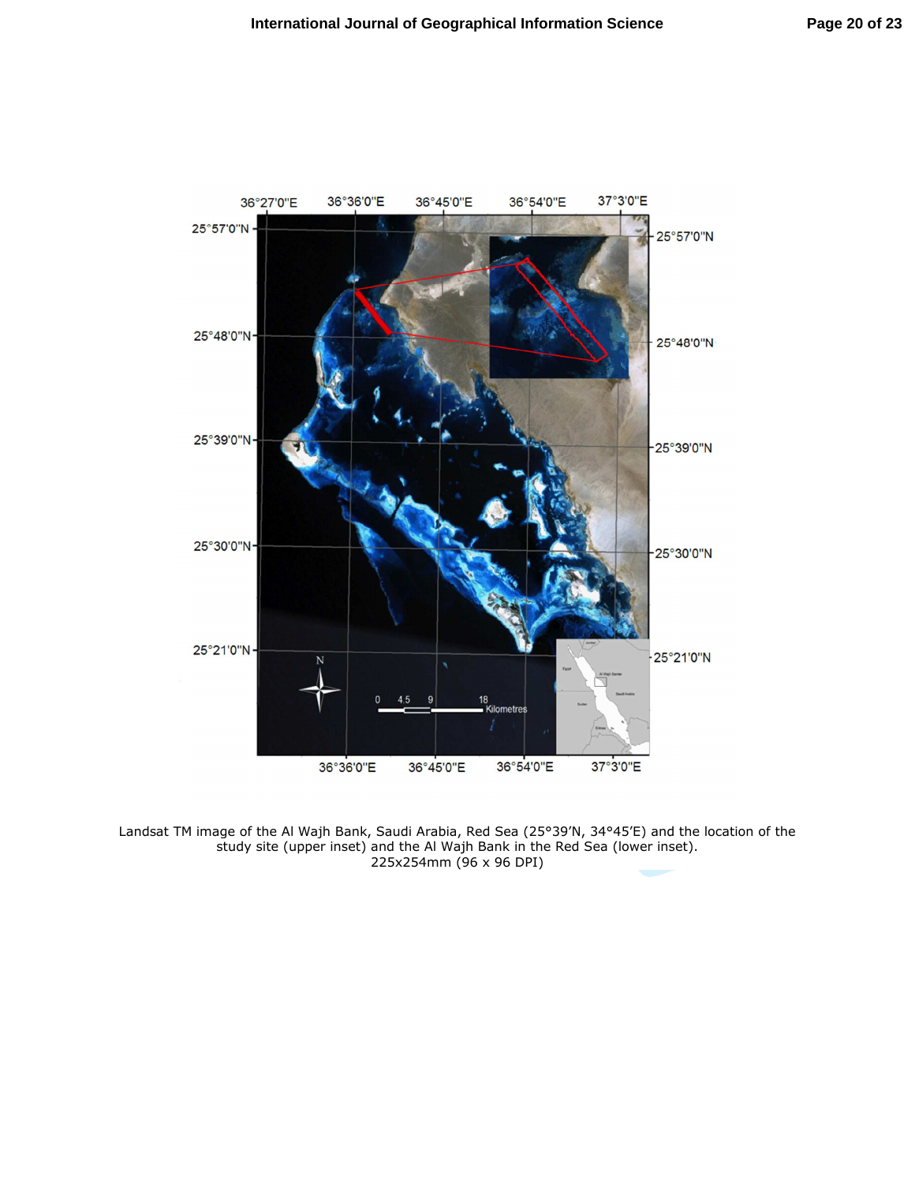Landsat TM image of the Al Wajh Bank, Saudi Arabia, Red Sea (25°39'N, 34°45'E) and the location of the study site (upper inset) and the Al Wajh Bank in the Red Sea (lower inset).
225x254mm (96 x 96 DPI)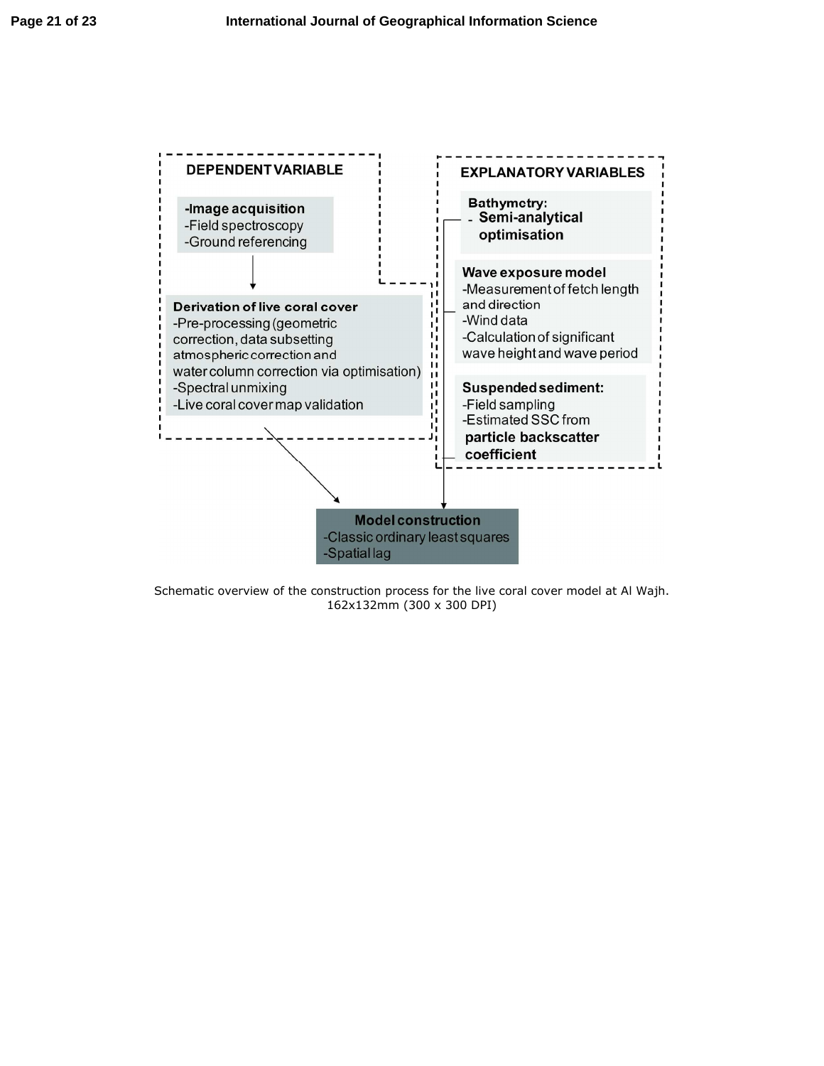DEPENDENT VARIABLE

**-Image acquisition**
-Field spectroscopy
-Ground referencing

**Derivation of live coral cover**
-Pre-processing (geometric correction, data subsetting atmospheric correction and water column correction via optimisation)
-Spectral unmixing
-Live coral cover map validation

EXPLANATORY VARIABLES

**Bathymetry:**
- **Semi-analytical optimisation**

**Wave exposure model**
-Measurement of fetch length and direction
-Wind data
-Calculation of significant wave height and wave period

**Suspended sediment:**
-Field sampling
-Estimated SSC from **particle backscatter coefficient**

**Model construction**
-Classic ordinary least squares
-Spatial lag

Schematic overview of the construction process for the live coral cover model at Al Wajh.
162x132mm (300 x 300 DPI)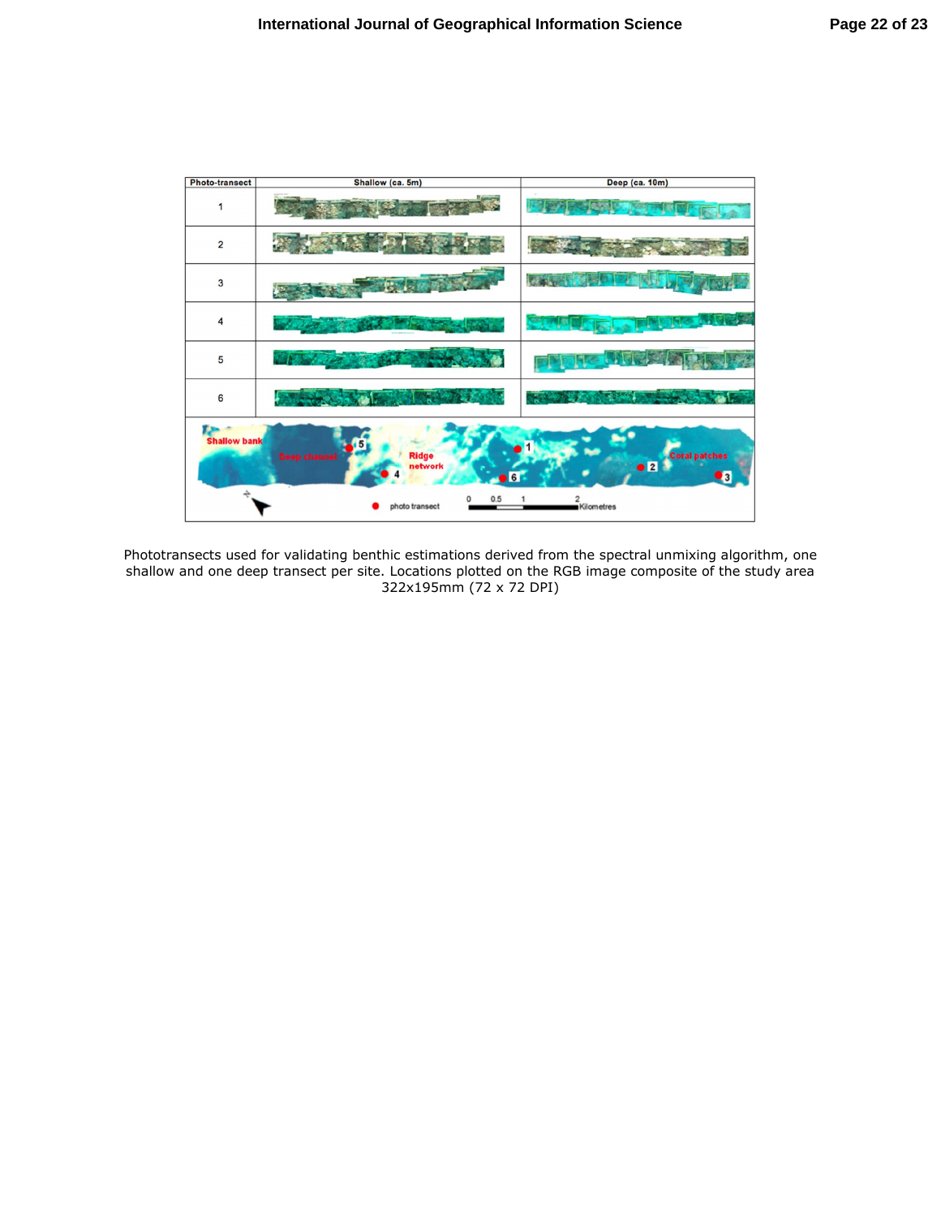| Photo-transect | Shallow (ca. 5m) | Deep (ca. 10m) |
|---|---|---|
| 1 | | |
| 2 | | |
| 3 | | |
| 4 | | |
| 5 | | |
| 6 | | |

Shallow bank · Deep channel · Ridge network · Coral patches

● photo transect

0 0.5 1 2 Kilometres

Phototransects used for validating benthic estimations derived from the spectral unmixing algorithm, one shallow and one deep transect per site. Locations plotted on the RGB image composite of the study area
322x195mm (72 x 72 DPI)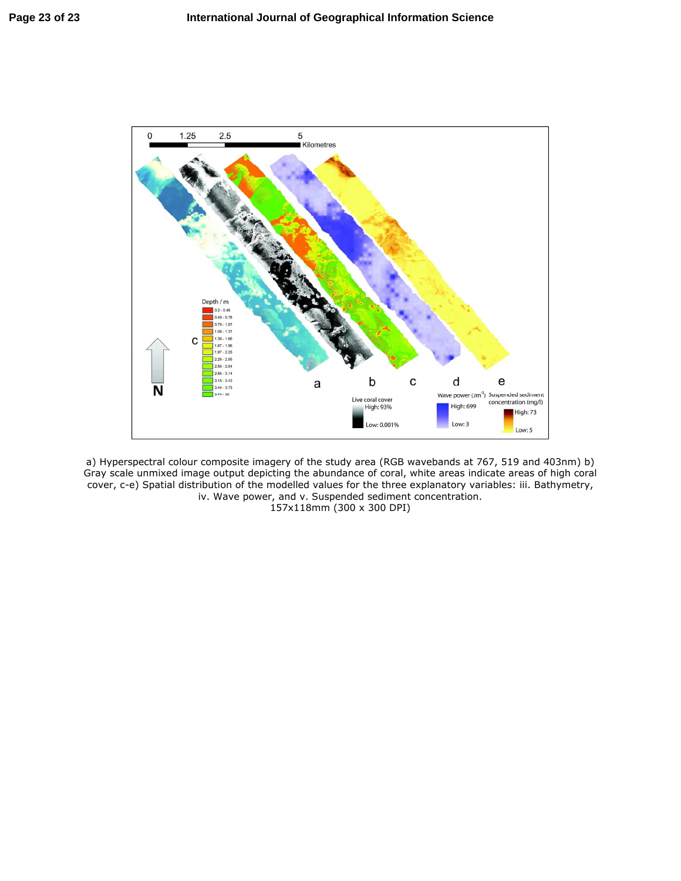0 1.25 2.5 5 Kilometres

Depth / m
0.2 - 0.48
0.49 - 0.78
0.79 - 1.07
1.08 - 1.37
1.38 - 1.66
1.67 - 1.96
1.97 - 2.25
2.26 - 2.55
2.56 - 2.84
2.85 - 3.14
3.15 - 3.43
3.44 - 3.73
3.74 - 30

N

a b c d e

Live coral cover
High: 93%
Low: 0.001%

Wave power ($Jm^{-3}$)
High: 699
Low: 3

Suspended sediment concentration (mg/l)
High: 73
Low: 5

a) Hyperspectral colour composite imagery of the study area (RGB wavebands at 767, 519 and 403nm) b) Gray scale unmixed image output depicting the abundance of coral, white areas indicate areas of high coral cover, c-e) Spatial distribution of the modelled values for the three explanatory variables: iii. Bathymetry, iv. Wave power, and v. Suspended sediment concentration.
157x118mm (300 x 300 DPI)